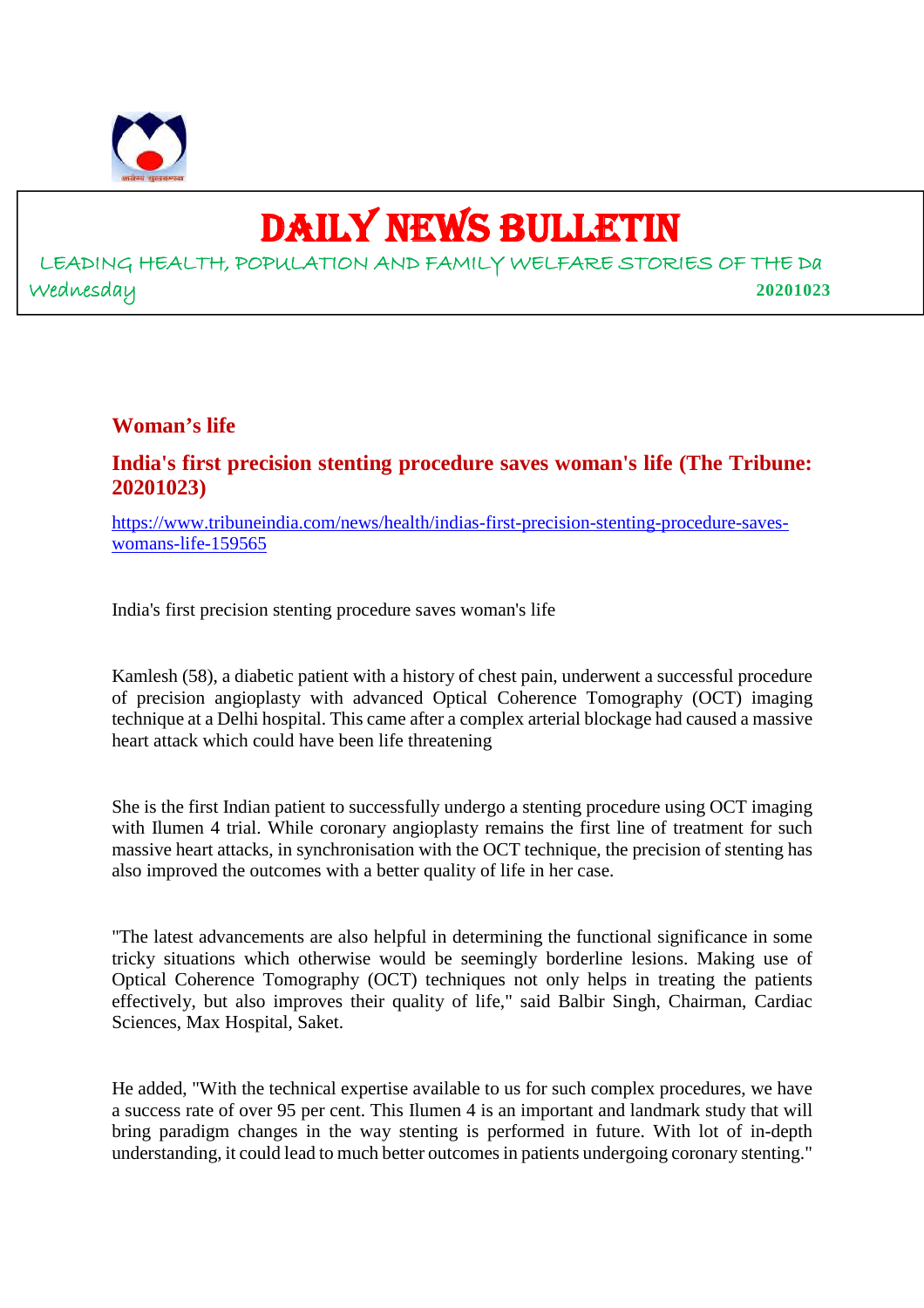# DAILY NEWS BULLETIN

LEADING HEALTH, POPULATION AND FAMILY WELFARE STORIES OF THE Da

Wednesday **20201023**

## Woman's life

## India's first precision stenting procedure saves woman's life (The Tribune: 20201023)

https://www.tribuneindia.com/news/health/indias-first-precision-stenting-procedure-saves-womans-life-159565

India's first precision stenting procedure saves woman's life

Kamlesh (58), a diabetic patient with a history of chest pain, underwent a successful procedure of precision angioplasty with advanced Optical Coherence Tomography (OCT) imaging technique at a Delhi hospital. This came after a complex arterial blockage had caused a massive heart attack which could have been life threatening

She is the first Indian patient to successfully undergo a stenting procedure using OCT imaging with Ilumen 4 trial. While coronary angioplasty remains the first line of treatment for such massive heart attacks, in synchronisation with the OCT technique, the precision of stenting has also improved the outcomes with a better quality of life in her case.

"The latest advancements are also helpful in determining the functional significance in some tricky situations which otherwise would be seemingly borderline lesions. Making use of Optical Coherence Tomography (OCT) techniques not only helps in treating the patients effectively, but also improves their quality of life," said Balbir Singh, Chairman, Cardiac Sciences, Max Hospital, Saket.

He added, "With the technical expertise available to us for such complex procedures, we have a success rate of over 95 per cent. This Ilumen 4 is an important and landmark study that will bring paradigm changes in the way stenting is performed in future. With lot of in-depth understanding, it could lead to much better outcomes in patients undergoing coronary stenting."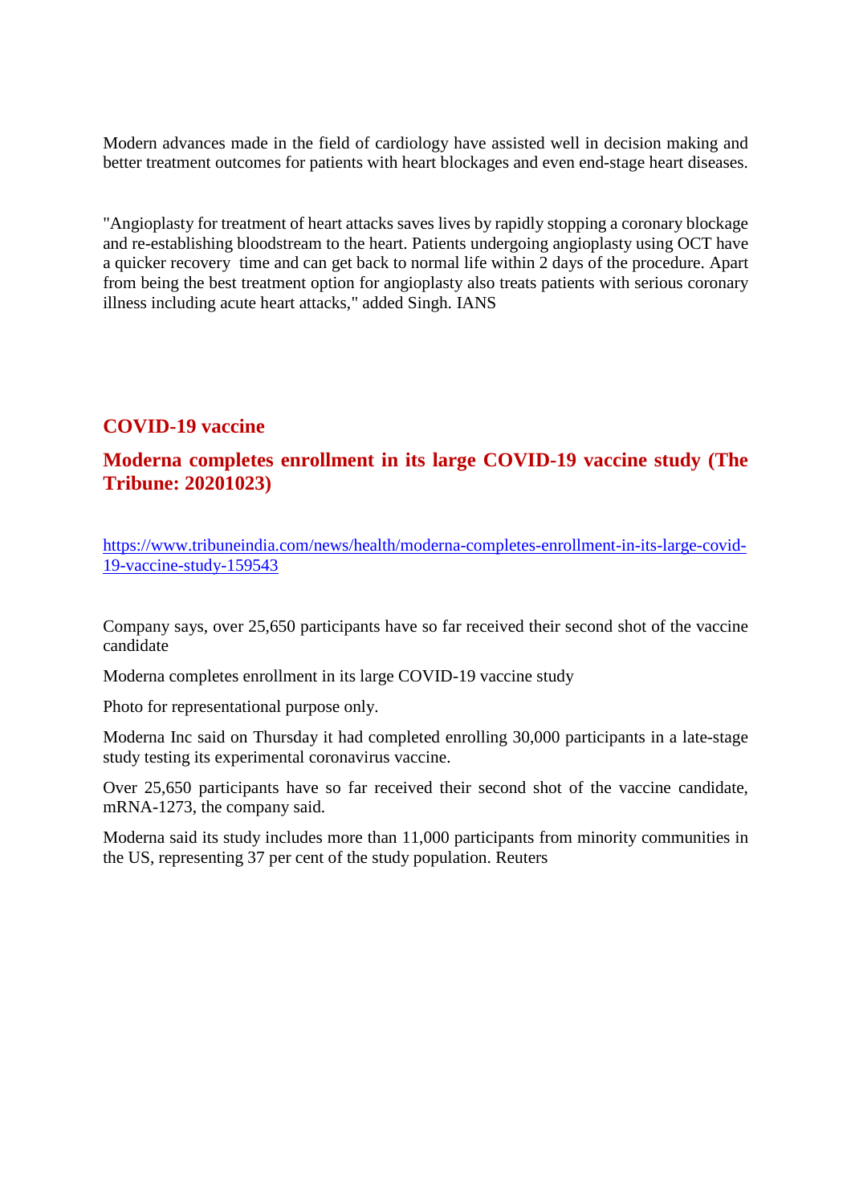Modern advances made in the field of cardiology have assisted well in decision making and better treatment outcomes for patients with heart blockages and even end-stage heart diseases.

"Angioplasty for treatment of heart attacks saves lives by rapidly stopping a coronary blockage and re-establishing bloodstream to the heart. Patients undergoing angioplasty using OCT have a quicker recovery time and can get back to normal life within 2 days of the procedure. Apart from being the best treatment option for angioplasty also treats patients with serious coronary illness including acute heart attacks," added Singh. IANS

## COVID-19 vaccine

## Moderna completes enrollment in its large COVID-19 vaccine study (The Tribune: 20201023)

https://www.tribuneindia.com/news/health/moderna-completes-enrollment-in-its-large-covid-19-vaccine-study-159543

Company says, over 25,650 participants have so far received their second shot of the vaccine candidate

Moderna completes enrollment in its large COVID-19 vaccine study

Photo for representational purpose only.

Moderna Inc said on Thursday it had completed enrolling 30,000 participants in a late-stage study testing its experimental coronavirus vaccine.

Over 25,650 participants have so far received their second shot of the vaccine candidate, mRNA-1273, the company said.

Moderna said its study includes more than 11,000 participants from minority communities in the US, representing 37 per cent of the study population. Reuters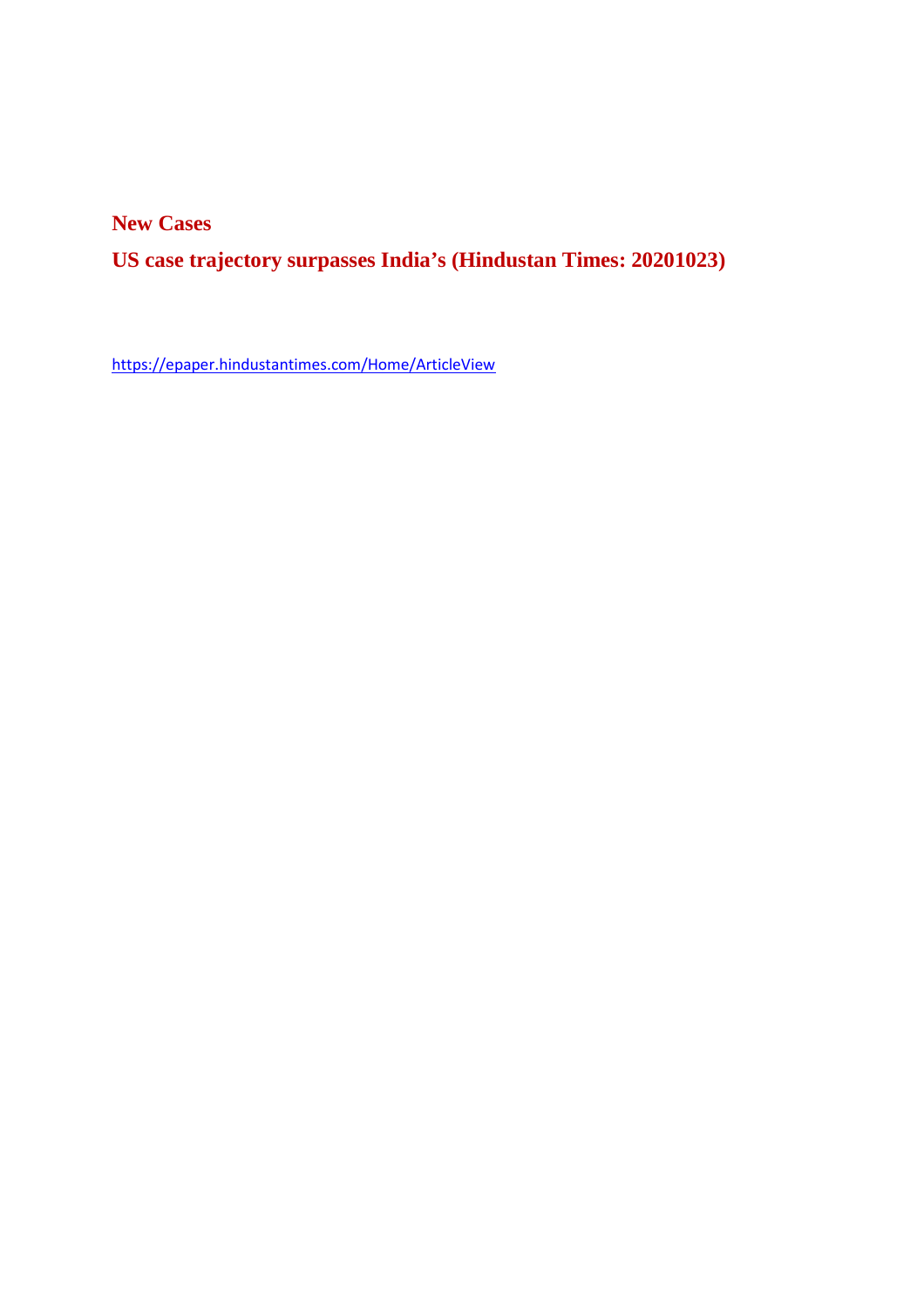## New Cases

## US case trajectory surpasses India's (Hindustan Times: 20201023)

https://epaper.hindustantimes.com/Home/ArticleView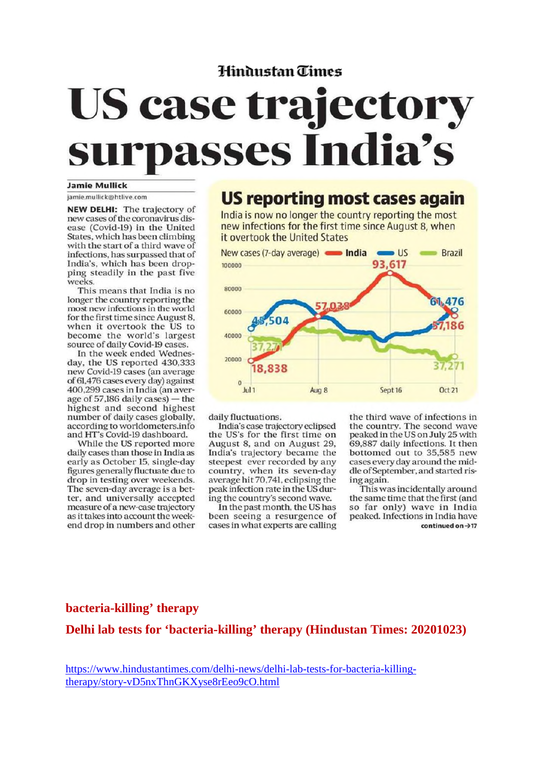Hindustan Times

# US case trajectory surpasses India's

**Jamie Mullick**

jamie.mullick@htlive.com

**NEW DELHI:** The trajectory of new cases of the coronavirus disease (Covid-19) in the United States, which has been climbing with the start of a third wave of infections, has surpassed that of India's, which has been dropping steadily in the past five weeks.

This means that India is no longer the country reporting the most new infections in the world for the first time since August 8, when it overtook the US to become the world's largest source of daily Covid-19 cases.

In the week ended Wednesday, the US reported 430,333 new Covid-19 cases (an average of 61,476 cases every day) against 400,299 cases in India (an average of 57,186 daily cases) — the highest and second highest number of daily cases globally, according to worldometers.info and HT's Covid-19 dashboard.

While the US reported more daily cases than those in India as early as October 15, single-day figures generally fluctuate due to drop in testing over weekends. The seven-day average is a better, and universally accepted measure of a new-case trajectory as it takes into account the weekend drop in numbers and other daily fluctuations.

## US reporting most cases again

India is now no longer the country reporting the most new infections for the first time since August 8, when it overtook the United States

New cases (7-day average) — India — US — Brazil

India: 18,838 (Jul 1); 57,038 (Aug 8); 93,617 (Sept 16); 57,186 (Oct 21)

US: 45,504 (Jul 1); 61,476 (Oct 21)

Brazil: 37,271 (Jul 1); 37,271 (Oct 21)

India's case trajectory eclipsed the US's for the first time on August 8, and on August 29, India's trajectory became the steepest ever recorded by any country, when its seven-day average hit 70,741, eclipsing the peak infection rate in the US during the country's second wave.

In the past month, the US has been seeing a resurgence of cases in what experts are calling the third wave of infections in the country. The second wave peaked in the US on July 25 with 69,887 daily infections. It then bottomed out to 35,585 new cases every day around the middle of September, and started rising again.

This was incidentally around the same time that the first (and so far only) wave in India peaked. Infections in India have

continued on→17

**bacteria-killing' therapy**

**Delhi lab tests for 'bacteria-killing' therapy (Hindustan Times: 20201023)**

https://www.hindustantimes.com/delhi-news/delhi-lab-tests-for-bacteria-killing-therapy/story-vD5nxThnGKXyse8rEeo9cO.html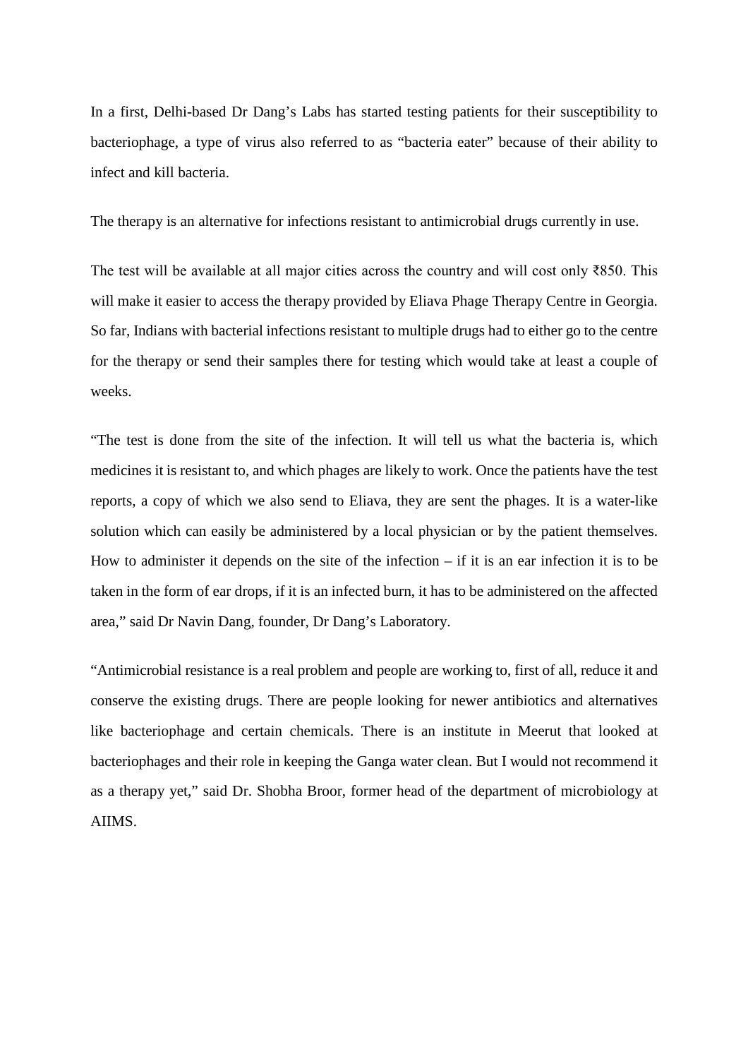In a first, Delhi-based Dr Dang’s Labs has started testing patients for their susceptibility to bacteriophage, a type of virus also referred to as “bacteria eater” because of their ability to infect and kill bacteria.

The therapy is an alternative for infections resistant to antimicrobial drugs currently in use.

The test will be available at all major cities across the country and will cost only ₹850. This will make it easier to access the therapy provided by Eliava Phage Therapy Centre in Georgia. So far, Indians with bacterial infections resistant to multiple drugs had to either go to the centre for the therapy or send their samples there for testing which would take at least a couple of weeks.

“The test is done from the site of the infection. It will tell us what the bacteria is, which medicines it is resistant to, and which phages are likely to work. Once the patients have the test reports, a copy of which we also send to Eliava, they are sent the phages. It is a water-like solution which can easily be administered by a local physician or by the patient themselves. How to administer it depends on the site of the infection – if it is an ear infection it is to be taken in the form of ear drops, if it is an infected burn, it has to be administered on the affected area,” said Dr Navin Dang, founder, Dr Dang’s Laboratory.

“Antimicrobial resistance is a real problem and people are working to, first of all, reduce it and conserve the existing drugs. There are people looking for newer antibiotics and alternatives like bacteriophage and certain chemicals. There is an institute in Meerut that looked at bacteriophages and their role in keeping the Ganga water clean. But I would not recommend it as a therapy yet,” said Dr. Shobha Broor, former head of the department of microbiology at AIIMS.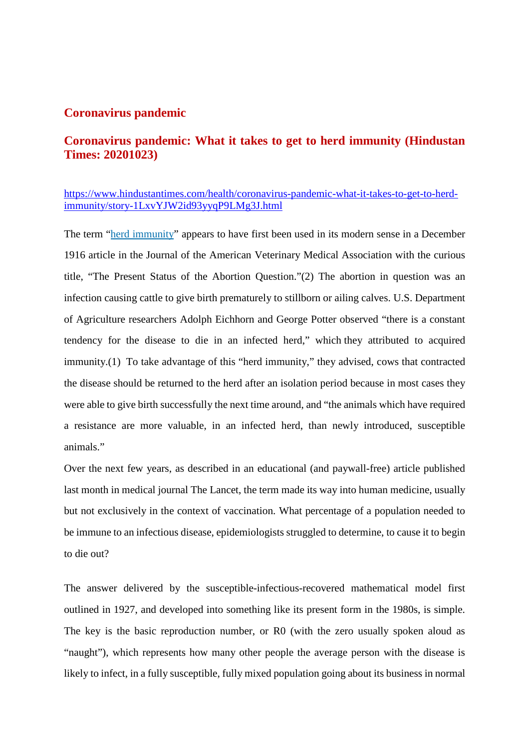## Coronavirus pandemic

## Coronavirus pandemic: What it takes to get to herd immunity (Hindustan Times: 20201023)

https://www.hindustantimes.com/health/coronavirus-pandemic-what-it-takes-to-get-to-herd-immunity/story-1LxvYJW2id93yyqP9LMg3J.html

The term "herd immunity" appears to have first been used in its modern sense in a December 1916 article in the Journal of the American Veterinary Medical Association with the curious title, "The Present Status of the Abortion Question."(2) The abortion in question was an infection causing cattle to give birth prematurely to stillborn or ailing calves. U.S. Department of Agriculture researchers Adolph Eichhorn and George Potter observed "there is a constant tendency for the disease to die in an infected herd," which they attributed to acquired immunity.(1) To take advantage of this "herd immunity," they advised, cows that contracted the disease should be returned to the herd after an isolation period because in most cases they were able to give birth successfully the next time around, and "the animals which have required a resistance are more valuable, in an infected herd, than newly introduced, susceptible animals."

Over the next few years, as described in an educational (and paywall-free) article published last month in medical journal The Lancet, the term made its way into human medicine, usually but not exclusively in the context of vaccination. What percentage of a population needed to be immune to an infectious disease, epidemiologists struggled to determine, to cause it to begin to die out?

The answer delivered by the susceptible-infectious-recovered mathematical model first outlined in 1927, and developed into something like its present form in the 1980s, is simple. The key is the basic reproduction number, or R0 (with the zero usually spoken aloud as "naught"), which represents how many other people the average person with the disease is likely to infect, in a fully susceptible, fully mixed population going about its business in normal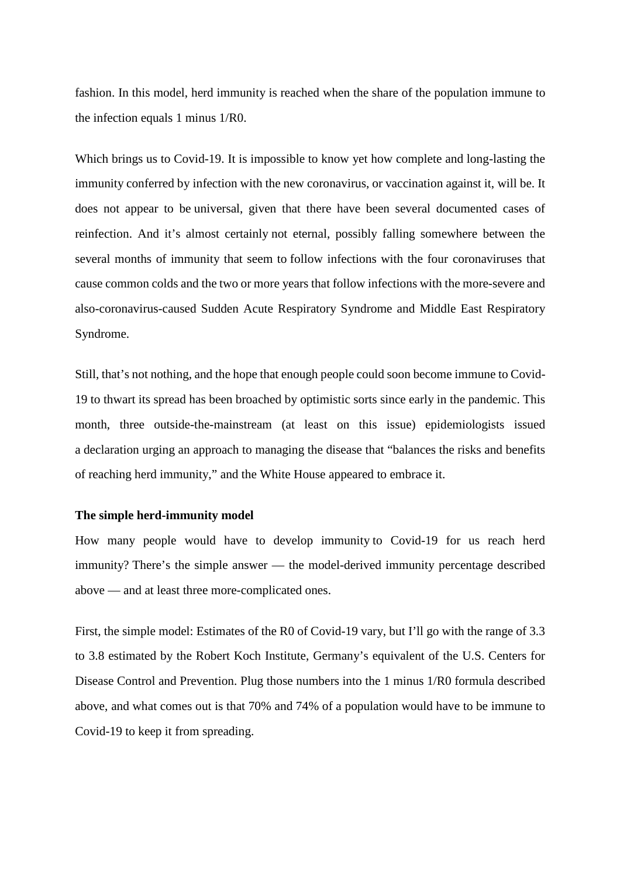fashion. In this model, herd immunity is reached when the share of the population immune to the infection equals 1 minus 1/R0.

Which brings us to Covid-19. It is impossible to know yet how complete and long-lasting the immunity conferred by infection with the new coronavirus, or vaccination against it, will be. It does not appear to be universal, given that there have been several documented cases of reinfection. And it's almost certainly not eternal, possibly falling somewhere between the several months of immunity that seem to follow infections with the four coronaviruses that cause common colds and the two or more years that follow infections with the more-severe and also-coronavirus-caused Sudden Acute Respiratory Syndrome and Middle East Respiratory Syndrome.

Still, that's not nothing, and the hope that enough people could soon become immune to Covid-19 to thwart its spread has been broached by optimistic sorts since early in the pandemic. This month, three outside-the-mainstream (at least on this issue) epidemiologists issued a declaration urging an approach to managing the disease that "balances the risks and benefits of reaching herd immunity," and the White House appeared to embrace it.

**The simple herd-immunity model**

How many people would have to develop immunity to Covid-19 for us reach herd immunity? There's the simple answer — the model-derived immunity percentage described above — and at least three more-complicated ones.

First, the simple model: Estimates of the R0 of Covid-19 vary, but I'll go with the range of 3.3 to 3.8 estimated by the Robert Koch Institute, Germany's equivalent of the U.S. Centers for Disease Control and Prevention. Plug those numbers into the 1 minus 1/R0 formula described above, and what comes out is that 70% and 74% of a population would have to be immune to Covid-19 to keep it from spreading.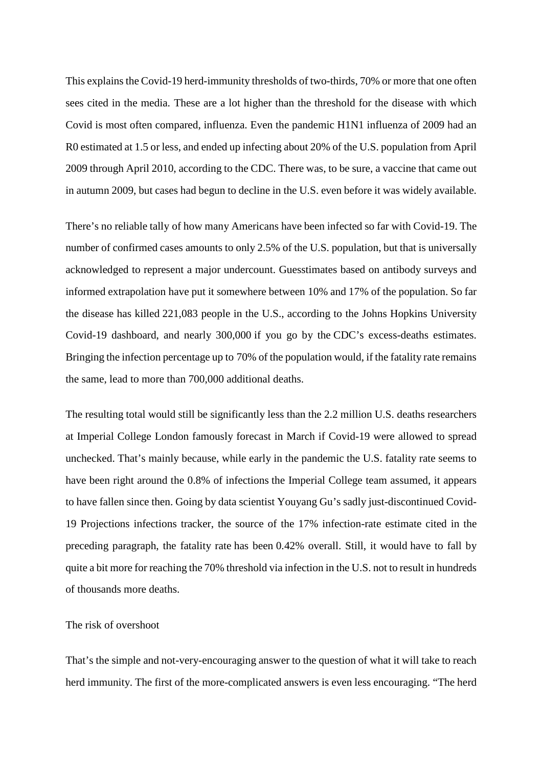This explains the Covid-19 herd-immunity thresholds of two-thirds, 70% or more that one often sees cited in the media. These are a lot higher than the threshold for the disease with which Covid is most often compared, influenza. Even the pandemic H1N1 influenza of 2009 had an R0 estimated at 1.5 or less, and ended up infecting about 20% of the U.S. population from April 2009 through April 2010, according to the CDC. There was, to be sure, a vaccine that came out in autumn 2009, but cases had begun to decline in the U.S. even before it was widely available.

There's no reliable tally of how many Americans have been infected so far with Covid-19. The number of confirmed cases amounts to only 2.5% of the U.S. population, but that is universally acknowledged to represent a major undercount. Guesstimates based on antibody surveys and informed extrapolation have put it somewhere between 10% and 17% of the population. So far the disease has killed 221,083 people in the U.S., according to the Johns Hopkins University Covid-19 dashboard, and nearly 300,000 if you go by the CDC's excess-deaths estimates. Bringing the infection percentage up to 70% of the population would, if the fatality rate remains the same, lead to more than 700,000 additional deaths.

The resulting total would still be significantly less than the 2.2 million U.S. deaths researchers at Imperial College London famously forecast in March if Covid-19 were allowed to spread unchecked. That's mainly because, while early in the pandemic the U.S. fatality rate seems to have been right around the 0.8% of infections the Imperial College team assumed, it appears to have fallen since then. Going by data scientist Youyang Gu's sadly just-discontinued Covid-19 Projections infections tracker, the source of the 17% infection-rate estimate cited in the preceding paragraph, the fatality rate has been 0.42% overall. Still, it would have to fall by quite a bit more for reaching the 70% threshold via infection in the U.S. not to result in hundreds of thousands more deaths.

## The risk of overshoot

That's the simple and not-very-encouraging answer to the question of what it will take to reach herd immunity. The first of the more-complicated answers is even less encouraging. "The herd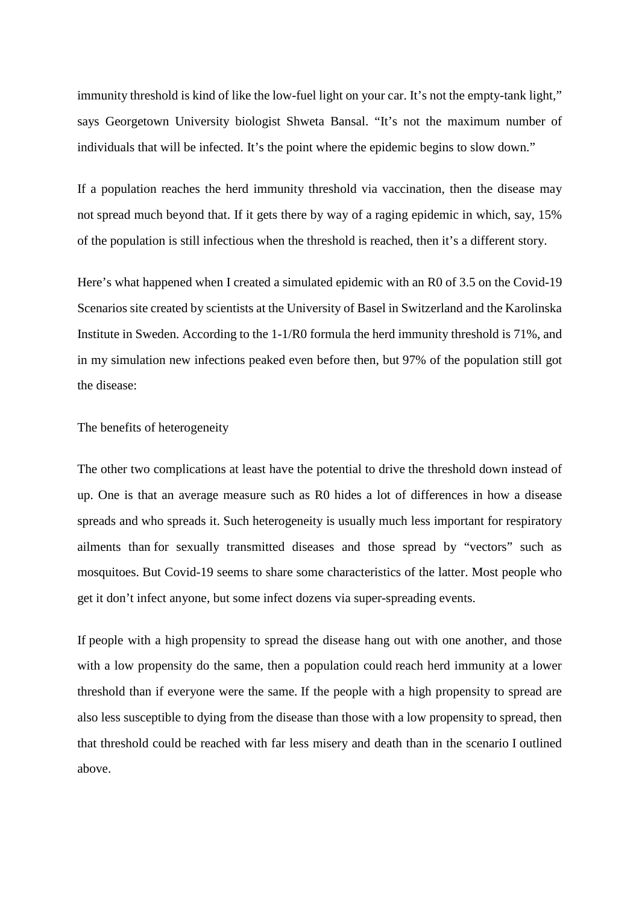immunity threshold is kind of like the low-fuel light on your car. It's not the empty-tank light," says Georgetown University biologist Shweta Bansal. "It's not the maximum number of individuals that will be infected. It's the point where the epidemic begins to slow down."

If a population reaches the herd immunity threshold via vaccination, then the disease may not spread much beyond that. If it gets there by way of a raging epidemic in which, say, 15% of the population is still infectious when the threshold is reached, then it's a different story.

Here's what happened when I created a simulated epidemic with an R0 of 3.5 on the Covid-19 Scenarios site created by scientists at the University of Basel in Switzerland and the Karolinska Institute in Sweden. According to the 1-1/R0 formula the herd immunity threshold is 71%, and in my simulation new infections peaked even before then, but 97% of the population still got the disease:

The benefits of heterogeneity

The other two complications at least have the potential to drive the threshold down instead of up. One is that an average measure such as R0 hides a lot of differences in how a disease spreads and who spreads it. Such heterogeneity is usually much less important for respiratory ailments than for sexually transmitted diseases and those spread by "vectors" such as mosquitoes. But Covid-19 seems to share some characteristics of the latter. Most people who get it don't infect anyone, but some infect dozens via super-spreading events.

If people with a high propensity to spread the disease hang out with one another, and those with a low propensity do the same, then a population could reach herd immunity at a lower threshold than if everyone were the same. If the people with a high propensity to spread are also less susceptible to dying from the disease than those with a low propensity to spread, then that threshold could be reached with far less misery and death than in the scenario I outlined above.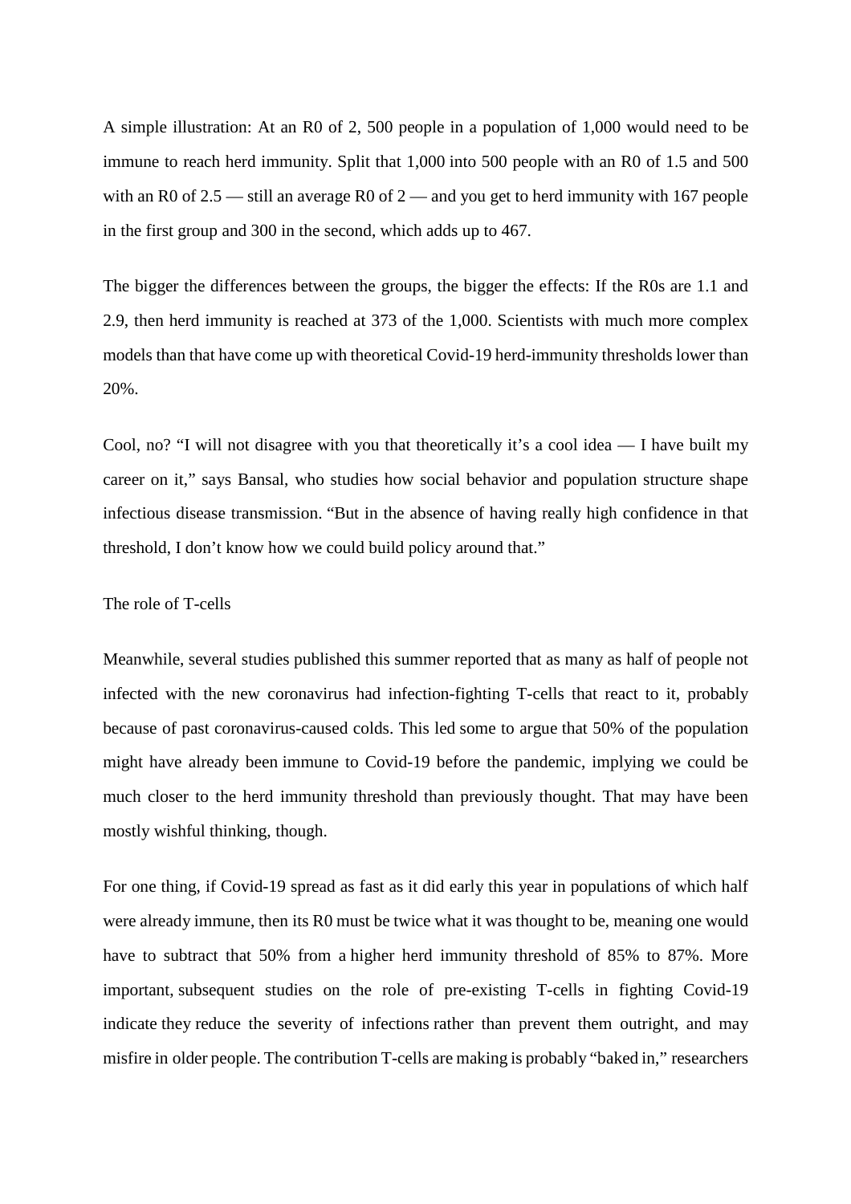A simple illustration: At an R0 of 2, 500 people in a population of 1,000 would need to be immune to reach herd immunity. Split that 1,000 into 500 people with an R0 of 1.5 and 500 with an R0 of 2.5 — still an average R0 of 2 — and you get to herd immunity with 167 people in the first group and 300 in the second, which adds up to 467.

The bigger the differences between the groups, the bigger the effects: If the R0s are 1.1 and 2.9, then herd immunity is reached at 373 of the 1,000. Scientists with much more complex models than that have come up with theoretical Covid-19 herd-immunity thresholds lower than 20%.

Cool, no? "I will not disagree with you that theoretically it's a cool idea — I have built my career on it," says Bansal, who studies how social behavior and population structure shape infectious disease transmission. "But in the absence of having really high confidence in that threshold, I don't know how we could build policy around that."

## The role of T-cells

Meanwhile, several studies published this summer reported that as many as half of people not infected with the new coronavirus had infection-fighting T-cells that react to it, probably because of past coronavirus-caused colds. This led some to argue that 50% of the population might have already been immune to Covid-19 before the pandemic, implying we could be much closer to the herd immunity threshold than previously thought. That may have been mostly wishful thinking, though.

For one thing, if Covid-19 spread as fast as it did early this year in populations of which half were already immune, then its R0 must be twice what it was thought to be, meaning one would have to subtract that 50% from a higher herd immunity threshold of 85% to 87%. More important, subsequent studies on the role of pre-existing T-cells in fighting Covid-19 indicate they reduce the severity of infections rather than prevent them outright, and may misfire in older people. The contribution T-cells are making is probably "baked in," researchers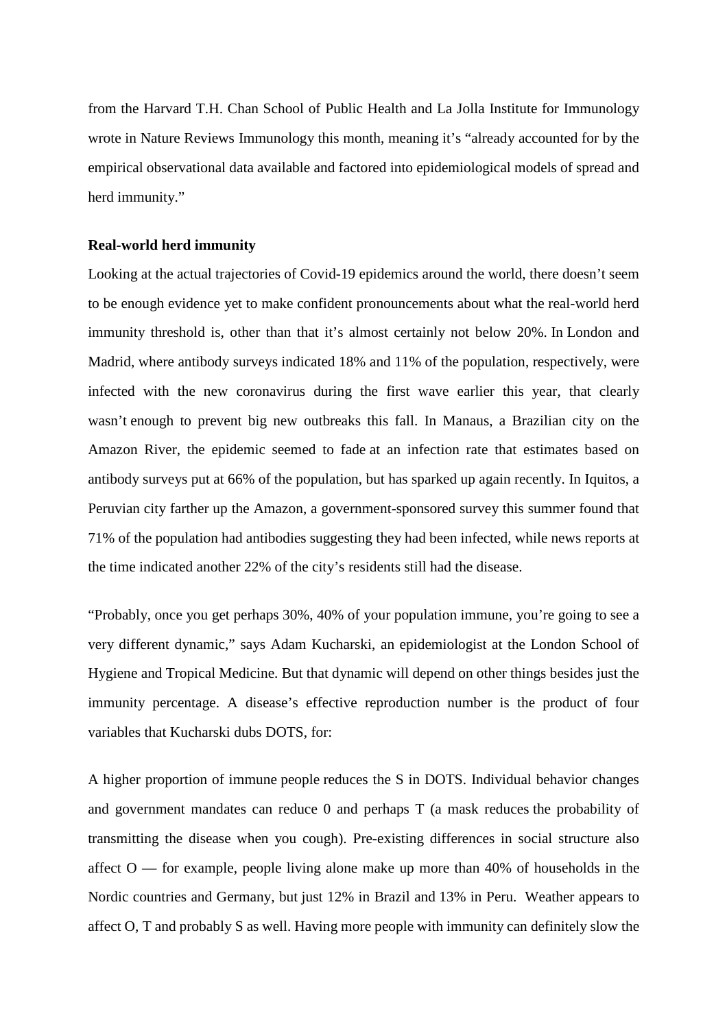from the Harvard T.H. Chan School of Public Health and La Jolla Institute for Immunology wrote in Nature Reviews Immunology this month, meaning it's "already accounted for by the empirical observational data available and factored into epidemiological models of spread and herd immunity."

**Real-world herd immunity**

Looking at the actual trajectories of Covid-19 epidemics around the world, there doesn't seem to be enough evidence yet to make confident pronouncements about what the real-world herd immunity threshold is, other than that it's almost certainly not below 20%. In London and Madrid, where antibody surveys indicated 18% and 11% of the population, respectively, were infected with the new coronavirus during the first wave earlier this year, that clearly wasn't enough to prevent big new outbreaks this fall. In Manaus, a Brazilian city on the Amazon River, the epidemic seemed to fade at an infection rate that estimates based on antibody surveys put at 66% of the population, but has sparked up again recently. In Iquitos, a Peruvian city farther up the Amazon, a government-sponsored survey this summer found that 71% of the population had antibodies suggesting they had been infected, while news reports at the time indicated another 22% of the city's residents still had the disease.

"Probably, once you get perhaps 30%, 40% of your population immune, you're going to see a very different dynamic," says Adam Kucharski, an epidemiologist at the London School of Hygiene and Tropical Medicine. But that dynamic will depend on other things besides just the immunity percentage. A disease's effective reproduction number is the product of four variables that Kucharski dubs DOTS, for:

A higher proportion of immune people reduces the S in DOTS. Individual behavior changes and government mandates can reduce 0 and perhaps T (a mask reduces the probability of transmitting the disease when you cough). Pre-existing differences in social structure also affect O — for example, people living alone make up more than 40% of households in the Nordic countries and Germany, but just 12% in Brazil and 13% in Peru. Weather appears to affect O, T and probably S as well. Having more people with immunity can definitely slow the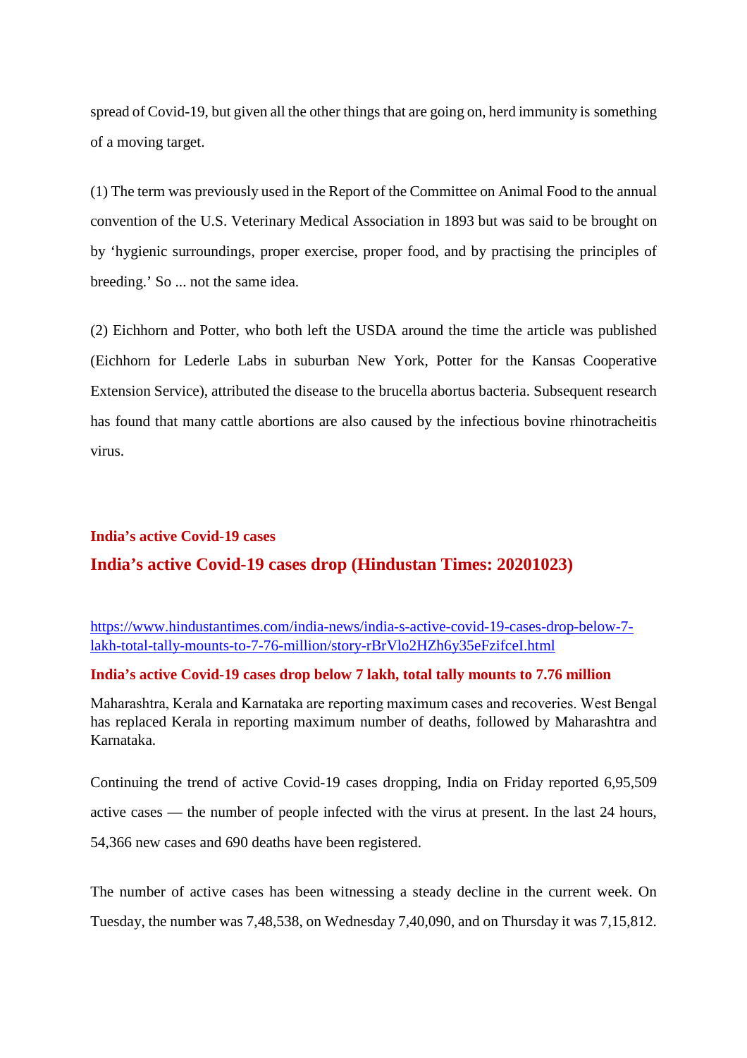spread of Covid-19, but given all the other things that are going on, herd immunity is something of a moving target.

(1) The term was previously used in the Report of the Committee on Animal Food to the annual convention of the U.S. Veterinary Medical Association in 1893 but was said to be brought on by 'hygienic surroundings, proper exercise, proper food, and by practising the principles of breeding.' So ... not the same idea.

(2) Eichhorn and Potter, who both left the USDA around the time the article was published (Eichhorn for Lederle Labs in suburban New York, Potter for the Kansas Cooperative Extension Service), attributed the disease to the brucella abortus bacteria. Subsequent research has found that many cattle abortions are also caused by the infectious bovine rhinotracheitis virus.

## India's active Covid-19 cases

## India's active Covid-19 cases drop (Hindustan Times: 20201023)

https://www.hindustantimes.com/india-news/india-s-active-covid-19-cases-drop-below-7-lakh-total-tally-mounts-to-7-76-million/story-rBrVlo2HZh6y35eFzifceI.html

### India's active Covid-19 cases drop below 7 lakh, total tally mounts to 7.76 million

Maharashtra, Kerala and Karnataka are reporting maximum cases and recoveries. West Bengal has replaced Kerala in reporting maximum number of deaths, followed by Maharashtra and Karnataka.

Continuing the trend of active Covid-19 cases dropping, India on Friday reported 6,95,509 active cases — the number of people infected with the virus at present. In the last 24 hours, 54,366 new cases and 690 deaths have been registered.

The number of active cases has been witnessing a steady decline in the current week. On Tuesday, the number was 7,48,538, on Wednesday 7,40,090, and on Thursday it was 7,15,812.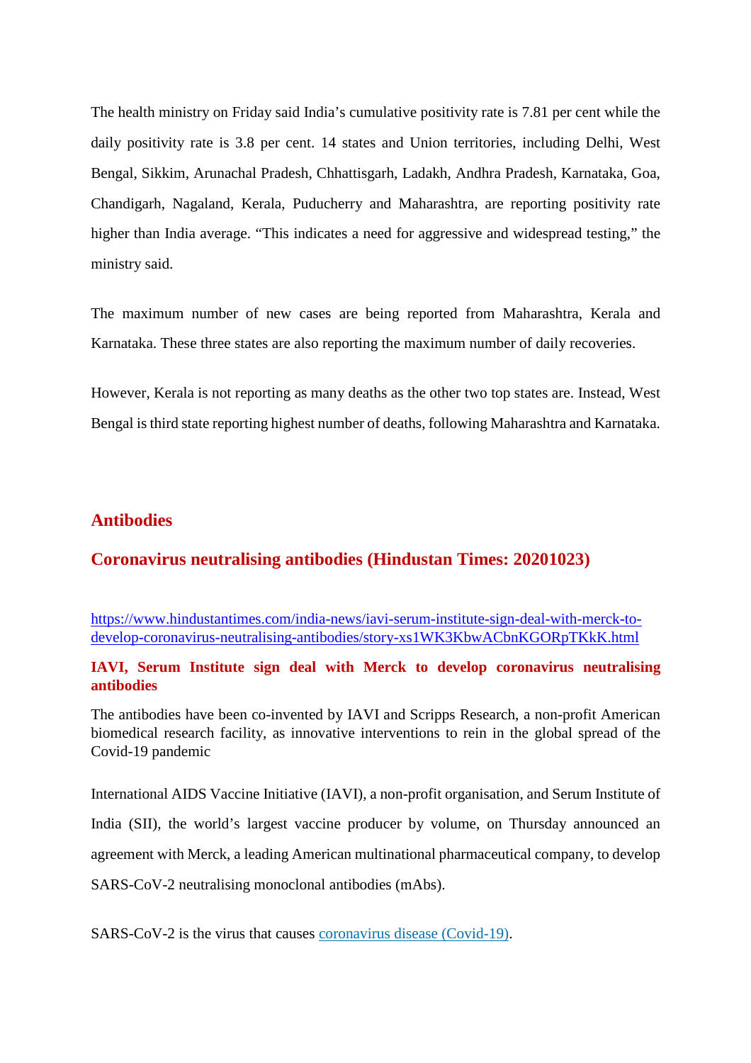The health ministry on Friday said India's cumulative positivity rate is 7.81 per cent while the daily positivity rate is 3.8 per cent. 14 states and Union territories, including Delhi, West Bengal, Sikkim, Arunachal Pradesh, Chhattisgarh, Ladakh, Andhra Pradesh, Karnataka, Goa, Chandigarh, Nagaland, Kerala, Puducherry and Maharashtra, are reporting positivity rate higher than India average. "This indicates a need for aggressive and widespread testing," the ministry said.

The maximum number of new cases are being reported from Maharashtra, Kerala and Karnataka. These three states are also reporting the maximum number of daily recoveries.

However, Kerala is not reporting as many deaths as the other two top states are. Instead, West Bengal is third state reporting highest number of deaths, following Maharashtra and Karnataka.

## Antibodies

### Coronavirus neutralising antibodies (Hindustan Times: 20201023)

https://www.hindustantimes.com/india-news/iavi-serum-institute-sign-deal-with-merck-to-develop-coronavirus-neutralising-antibodies/story-xs1WK3KbwACbnKGORpTKkK.html

**IAVI, Serum Institute sign deal with Merck to develop coronavirus neutralising antibodies**

The antibodies have been co-invented by IAVI and Scripps Research, a non-profit American biomedical research facility, as innovative interventions to rein in the global spread of the Covid-19 pandemic

International AIDS Vaccine Initiative (IAVI), a non-profit organisation, and Serum Institute of India (SII), the world's largest vaccine producer by volume, on Thursday announced an agreement with Merck, a leading American multinational pharmaceutical company, to develop SARS-CoV-2 neutralising monoclonal antibodies (mAbs).

SARS-CoV-2 is the virus that causes coronavirus disease (Covid-19).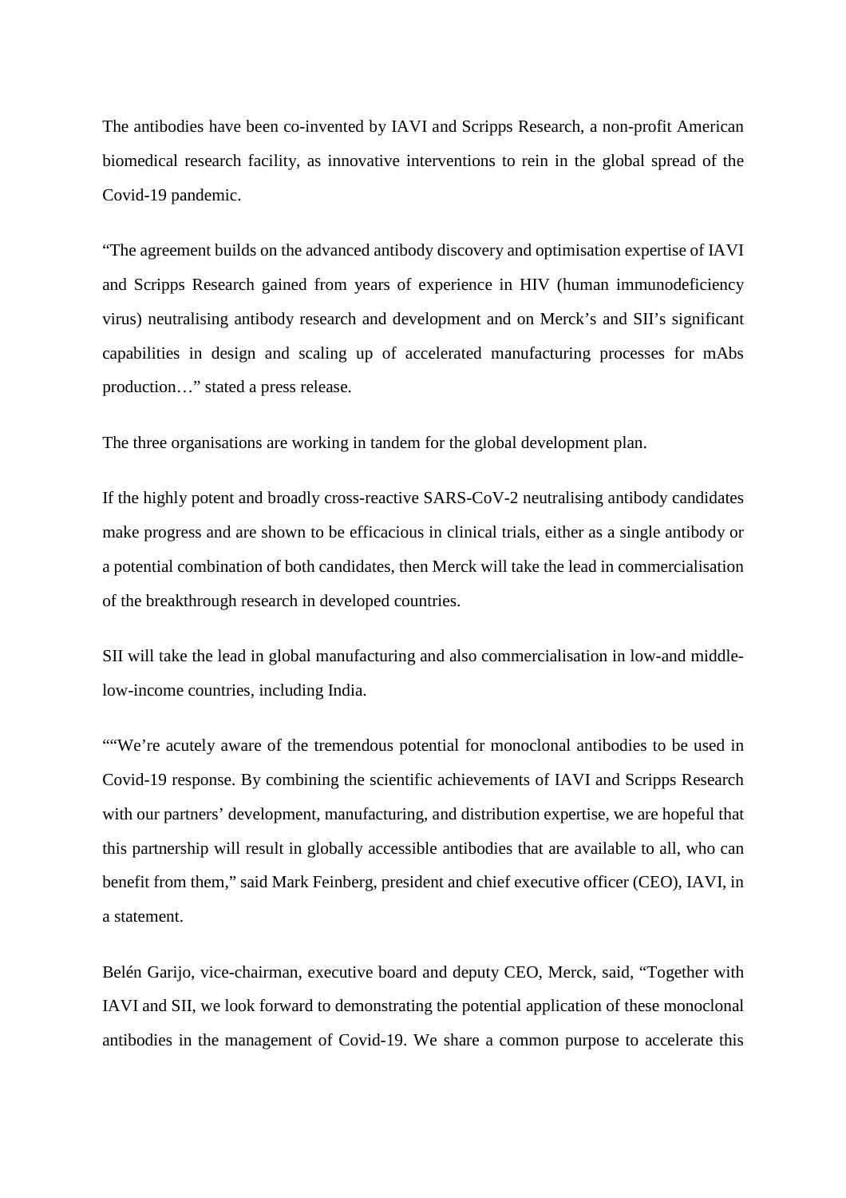The antibodies have been co-invented by IAVI and Scripps Research, a non-profit American biomedical research facility, as innovative interventions to rein in the global spread of the Covid-19 pandemic.

“The agreement builds on the advanced antibody discovery and optimisation expertise of IAVI and Scripps Research gained from years of experience in HIV (human immunodeficiency virus) neutralising antibody research and development and on Merck’s and SII’s significant capabilities in design and scaling up of accelerated manufacturing processes for mAbs production…” stated a press release.

The three organisations are working in tandem for the global development plan.

If the highly potent and broadly cross-reactive SARS-CoV-2 neutralising antibody candidates make progress and are shown to be efficacious in clinical trials, either as a single antibody or a potential combination of both candidates, then Merck will take the lead in commercialisation of the breakthrough research in developed countries.

SII will take the lead in global manufacturing and also commercialisation in low-and middle-low-income countries, including India.

““We’re acutely aware of the tremendous potential for monoclonal antibodies to be used in Covid-19 response. By combining the scientific achievements of IAVI and Scripps Research with our partners’ development, manufacturing, and distribution expertise, we are hopeful that this partnership will result in globally accessible antibodies that are available to all, who can benefit from them,” said Mark Feinberg, president and chief executive officer (CEO), IAVI, in a statement.

Belén Garijo, vice-chairman, executive board and deputy CEO, Merck, said, “Together with IAVI and SII, we look forward to demonstrating the potential application of these monoclonal antibodies in the management of Covid-19. We share a common purpose to accelerate this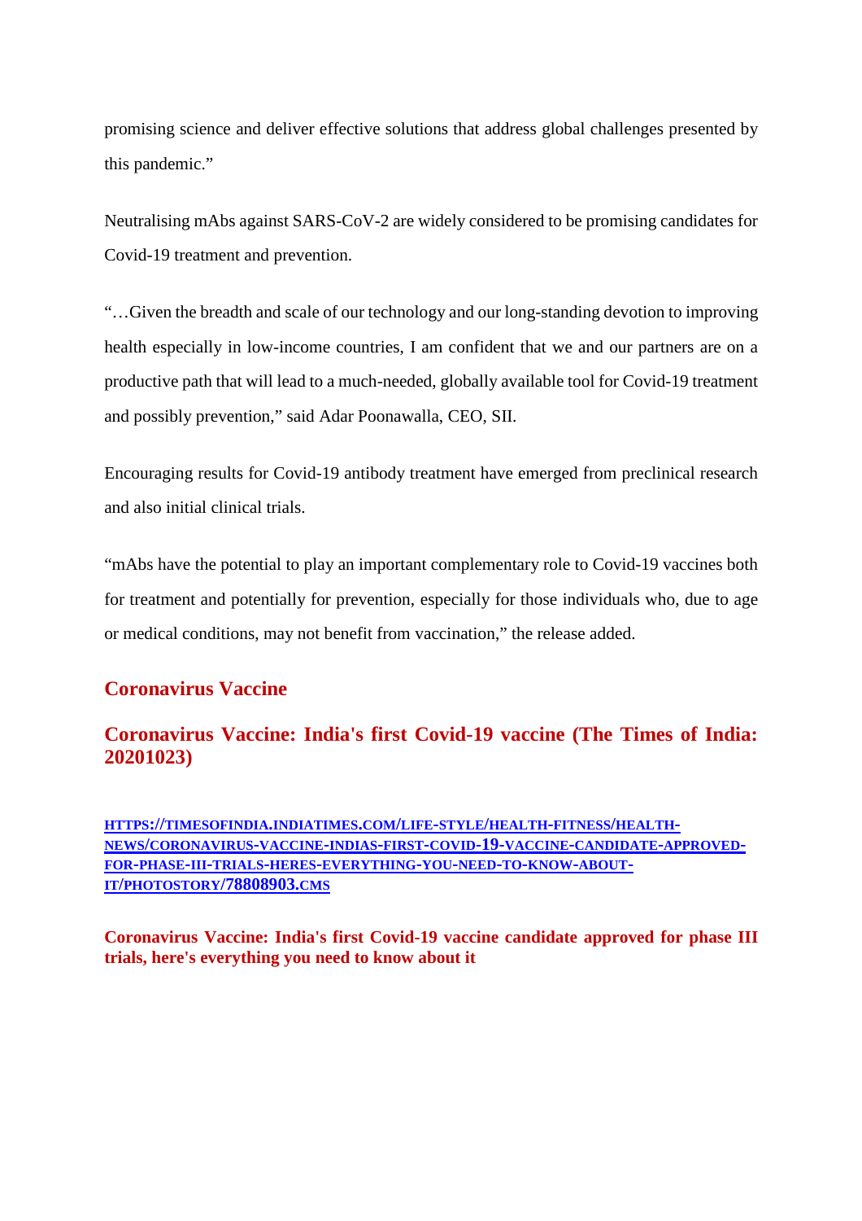promising science and deliver effective solutions that address global challenges presented by this pandemic."

Neutralising mAbs against SARS-CoV-2 are widely considered to be promising candidates for Covid-19 treatment and prevention.

"…Given the breadth and scale of our technology and our long-standing devotion to improving health especially in low-income countries, I am confident that we and our partners are on a productive path that will lead to a much-needed, globally available tool for Covid-19 treatment and possibly prevention," said Adar Poonawalla, CEO, SII.

Encouraging results for Covid-19 antibody treatment have emerged from preclinical research and also initial clinical trials.

"mAbs have the potential to play an important complementary role to Covid-19 vaccines both for treatment and potentially for prevention, especially for those individuals who, due to age or medical conditions, may not benefit from vaccination," the release added.

## Coronavirus Vaccine

### Coronavirus Vaccine: India's first Covid-19 vaccine (The Times of India: 20201023)

[HTTPS://TIMESOFINDIA.INDIATIMES.COM/LIFE-STYLE/HEALTH-FITNESS/HEALTH-NEWS/CORONAVIRUS-VACCINE-INDIAS-FIRST-COVID-19-VACCINE-CANDIDATE-APPROVED-FOR-PHASE-III-TRIALS-HERES-EVERYTHING-YOU-NEED-TO-KNOW-ABOUT-IT/PHOTOSTORY/78808903.CMS](https://timesofindia.indiatimes.com/life-style/health-fitness/health-news/coronavirus-vaccine-indias-first-covid-19-vaccine-candidate-approved-for-phase-iii-trials-heres-everything-you-need-to-know-about-it/photostory/78808903.cms)

**Coronavirus Vaccine: India's first Covid-19 vaccine candidate approved for phase III trials, here's everything you need to know about it**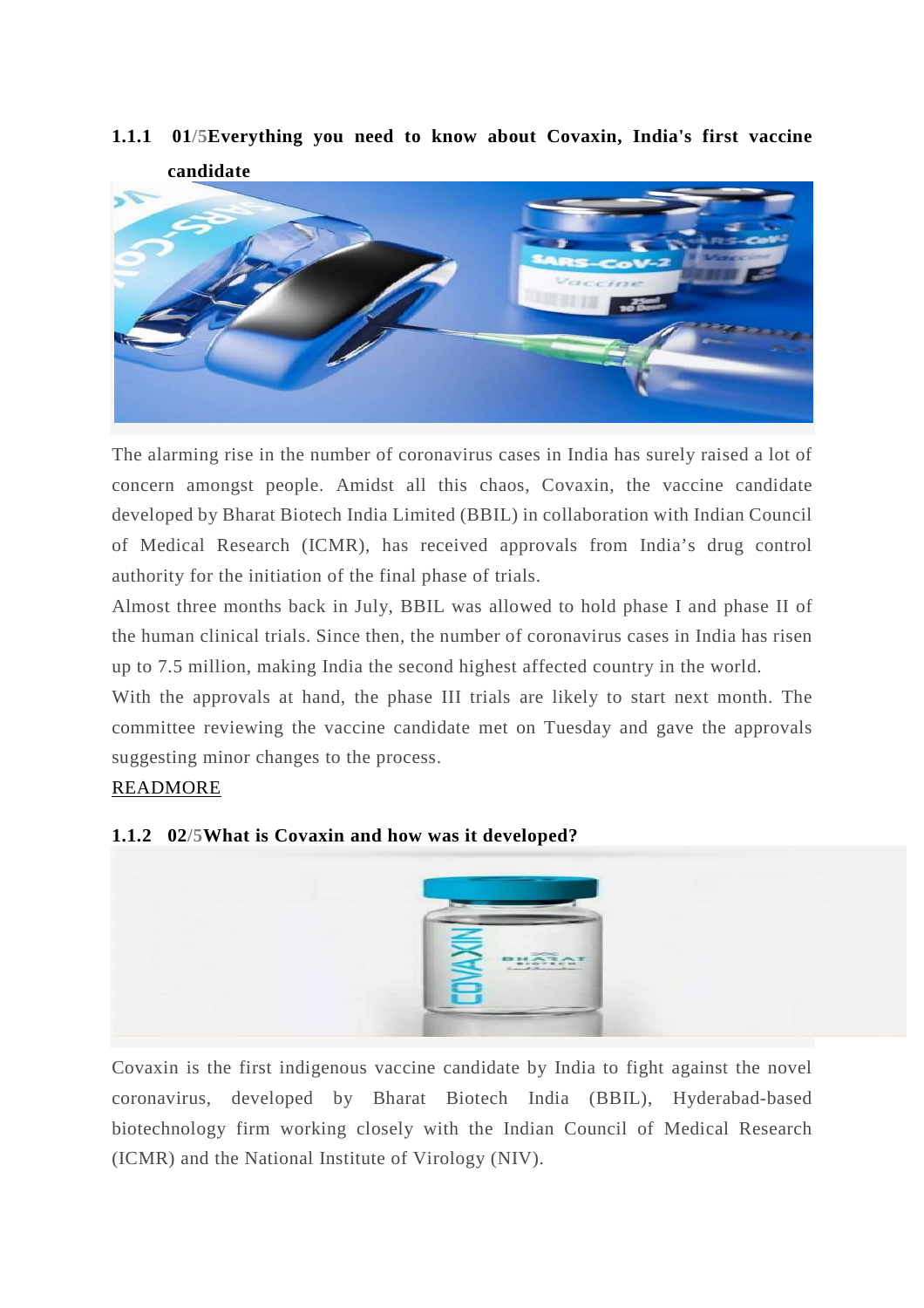### 1.1.1 01/5Everything you need to know about Covaxin, India's first vaccine candidate

The alarming rise in the number of coronavirus cases in India has surely raised a lot of concern amongst people. Amidst all this chaos, Covaxin, the vaccine candidate developed by Bharat Biotech India Limited (BBIL) in collaboration with Indian Council of Medical Research (ICMR), has received approvals from India's drug control authority for the initiation of the final phase of trials.

Almost three months back in July, BBIL was allowed to hold phase I and phase II of the human clinical trials. Since then, the number of coronavirus cases in India has risen up to 7.5 million, making India the second highest affected country in the world.

With the approvals at hand, the phase III trials are likely to start next month. The committee reviewing the vaccine candidate met on Tuesday and gave the approvals suggesting minor changes to the process.

READMORE

### 1.1.2 02/5What is Covaxin and how was it developed?

Covaxin is the first indigenous vaccine candidate by India to fight against the novel coronavirus, developed by Bharat Biotech India (BBIL), Hyderabad-based biotechnology firm working closely with the Indian Council of Medical Research (ICMR) and the National Institute of Virology (NIV).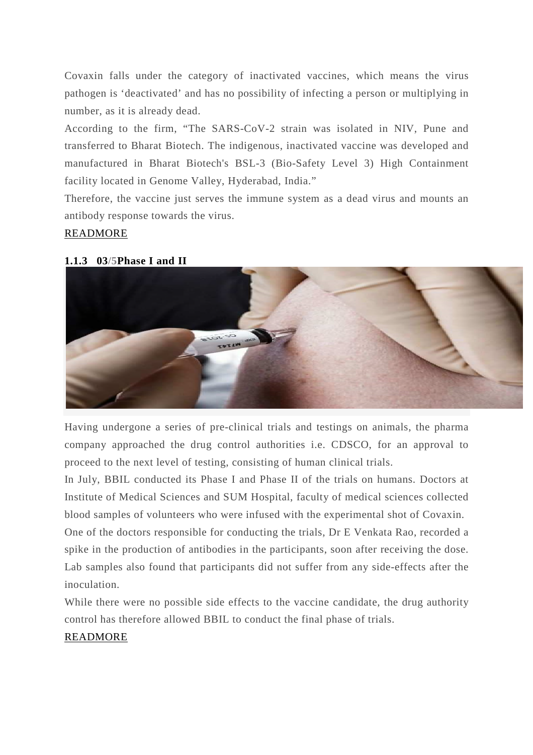Covaxin falls under the category of inactivated vaccines, which means the virus pathogen is 'deactivated' and has no possibility of infecting a person or multiplying in number, as it is already dead.

According to the firm, "The SARS-CoV-2 strain was isolated in NIV, Pune and transferred to Bharat Biotech. The indigenous, inactivated vaccine was developed and manufactured in Bharat Biotech's BSL-3 (Bio-Safety Level 3) High Containment facility located in Genome Valley, Hyderabad, India."

Therefore, the vaccine just serves the immune system as a dead virus and mounts an antibody response towards the virus.

READMORE

### 1.1.3 03/5Phase I and II

Having undergone a series of pre-clinical trials and testings on animals, the pharma company approached the drug control authorities i.e. CDSCO, for an approval to proceed to the next level of testing, consisting of human clinical trials.

In July, BBIL conducted its Phase I and Phase II of the trials on humans. Doctors at Institute of Medical Sciences and SUM Hospital, faculty of medical sciences collected blood samples of volunteers who were infused with the experimental shot of Covaxin.

One of the doctors responsible for conducting the trials, Dr E Venkata Rao, recorded a spike in the production of antibodies in the participants, soon after receiving the dose. Lab samples also found that participants did not suffer from any side-effects after the inoculation.

While there were no possible side effects to the vaccine candidate, the drug authority control has therefore allowed BBIL to conduct the final phase of trials.

READMORE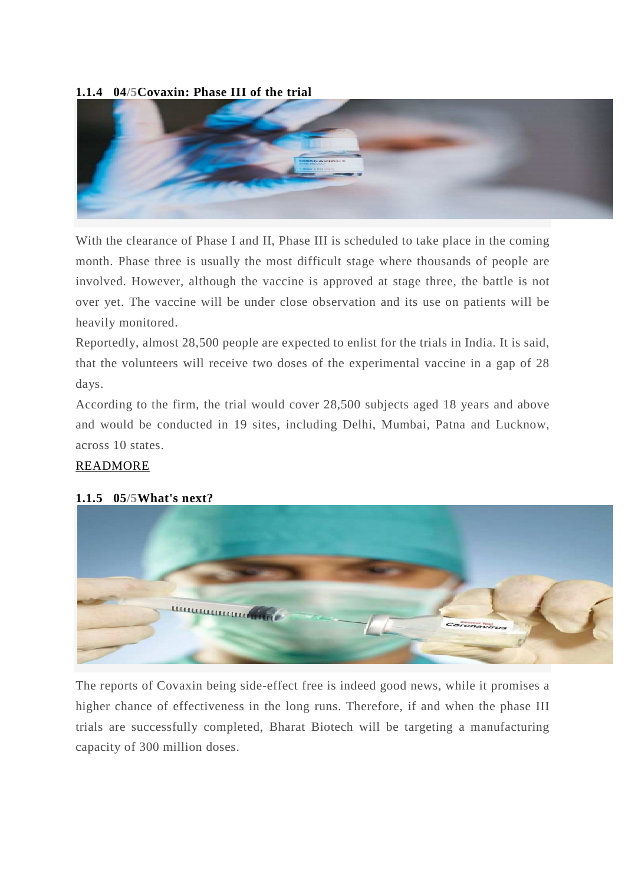### 1.1.4 04/5Covaxin: Phase III of the trial

With the clearance of Phase I and II, Phase III is scheduled to take place in the coming month. Phase three is usually the most difficult stage where thousands of people are involved. However, although the vaccine is approved at stage three, the battle is not over yet. The vaccine will be under close observation and its use on patients will be heavily monitored.

Reportedly, almost 28,500 people are expected to enlist for the trials in India. It is said, that the volunteers will receive two doses of the experimental vaccine in a gap of 28 days.

According to the firm, the trial would cover 28,500 subjects aged 18 years and above and would be conducted in 19 sites, including Delhi, Mumbai, Patna and Lucknow, across 10 states.

READMORE

### 1.1.5 05/5What's next?

The reports of Covaxin being side-effect free is indeed good news, while it promises a higher chance of effectiveness in the long runs. Therefore, if and when the phase III trials are successfully completed, Bharat Biotech will be targeting a manufacturing capacity of 300 million doses.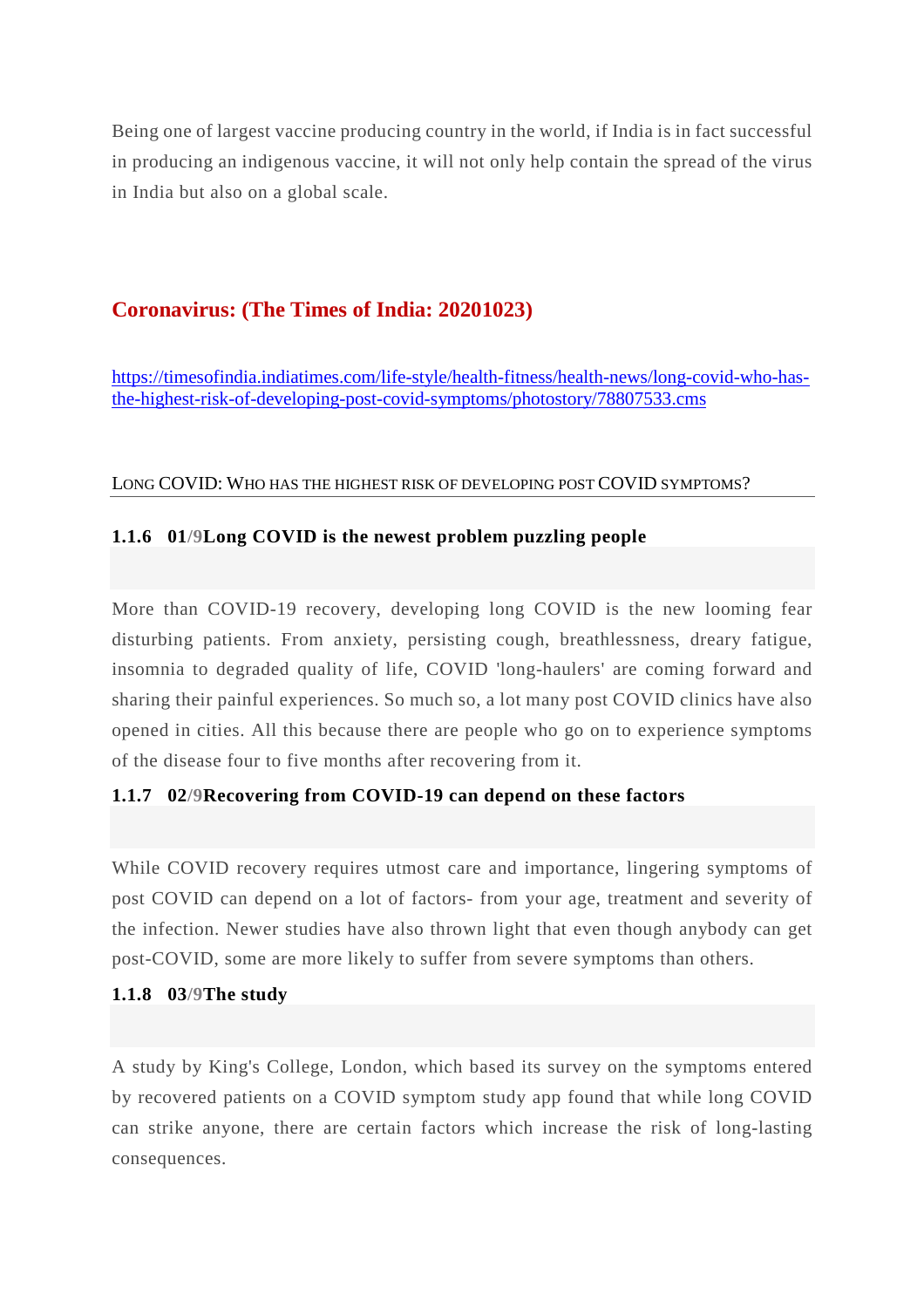Being one of largest vaccine producing country in the world, if India is in fact successful in producing an indigenous vaccine, it will not only help contain the spread of the virus in India but also on a global scale.

## Coronavirus: (The Times of India: 20201023)

https://timesofindia.indiatimes.com/life-style/health-fitness/health-news/long-covid-who-has-the-highest-risk-of-developing-post-covid-symptoms/photostory/78807533.cms

LONG COVID: WHO HAS THE HIGHEST RISK OF DEVELOPING POST COVID SYMPTOMS?

### 1.1.6 01/9Long COVID is the newest problem puzzling people

More than COVID-19 recovery, developing long COVID is the new looming fear disturbing patients. From anxiety, persisting cough, breathlessness, dreary fatigue, insomnia to degraded quality of life, COVID 'long-haulers' are coming forward and sharing their painful experiences. So much so, a lot many post COVID clinics have also opened in cities. All this because there are people who go on to experience symptoms of the disease four to five months after recovering from it.

### 1.1.7 02/9Recovering from COVID-19 can depend on these factors

While COVID recovery requires utmost care and importance, lingering symptoms of post COVID can depend on a lot of factors- from your age, treatment and severity of the infection. Newer studies have also thrown light that even though anybody can get post-COVID, some are more likely to suffer from severe symptoms than others.

### 1.1.8 03/9The study

A study by King's College, London, which based its survey on the symptoms entered by recovered patients on a COVID symptom study app found that while long COVID can strike anyone, there are certain factors which increase the risk of long-lasting consequences.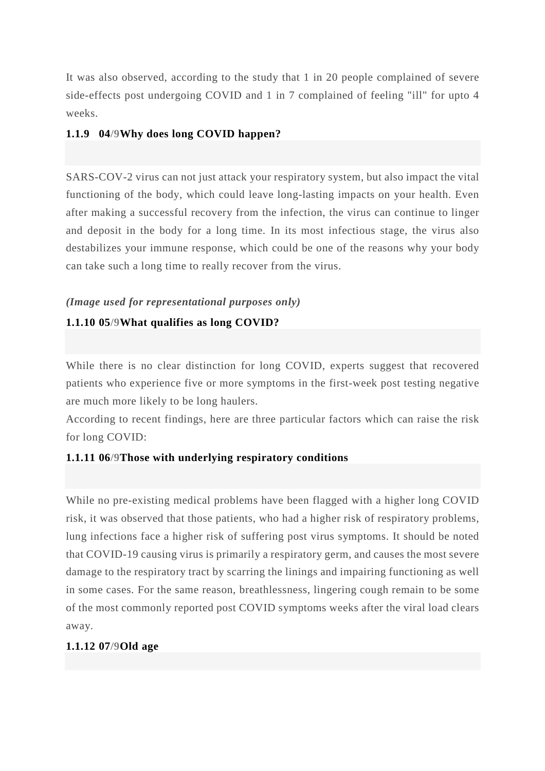It was also observed, according to the study that 1 in 20 people complained of severe side-effects post undergoing COVID and 1 in 7 complained of feeling "ill" for upto 4 weeks.

### 1.1.9 04/9Why does long COVID happen?

SARS-COV-2 virus can not just attack your respiratory system, but also impact the vital functioning of the body, which could leave long-lasting impacts on your health. Even after making a successful recovery from the infection, the virus can continue to linger and deposit in the body for a long time. In its most infectious stage, the virus also destabilizes your immune response, which could be one of the reasons why your body can take such a long time to really recover from the virus.

***(Image used for representational purposes only)***

### 1.1.10 05/9What qualifies as long COVID?

While there is no clear distinction for long COVID, experts suggest that recovered patients who experience five or more symptoms in the first-week post testing negative are much more likely to be long haulers.
According to recent findings, here are three particular factors which can raise the risk for long COVID:

### 1.1.11 06/9Those with underlying respiratory conditions

While no pre-existing medical problems have been flagged with a higher long COVID risk, it was observed that those patients, who had a higher risk of respiratory problems, lung infections face a higher risk of suffering post virus symptoms. It should be noted that COVID-19 causing virus is primarily a respiratory germ, and causes the most severe damage to the respiratory tract by scarring the linings and impairing functioning as well in some cases. For the same reason, breathlessness, lingering cough remain to be some of the most commonly reported post COVID symptoms weeks after the viral load clears away.

### 1.1.12 07/9Old age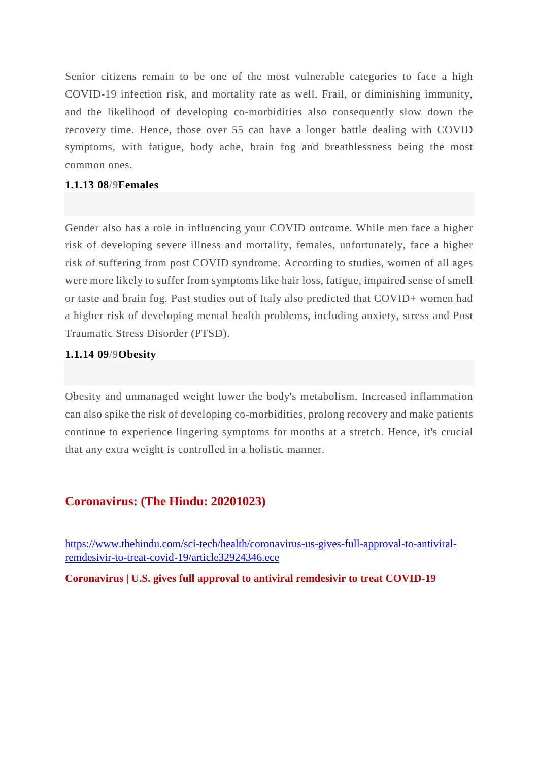Senior citizens remain to be one of the most vulnerable categories to face a high COVID-19 infection risk, and mortality rate as well. Frail, or diminishing immunity, and the likelihood of developing co-morbidities also consequently slow down the recovery time. Hence, those over 55 can have a longer battle dealing with COVID symptoms, with fatigue, body ache, brain fog and breathlessness being the most common ones.

#### 1.1.13 08/9Females

Gender also has a role in influencing your COVID outcome. While men face a higher risk of developing severe illness and mortality, females, unfortunately, face a higher risk of suffering from post COVID syndrome. According to studies, women of all ages were more likely to suffer from symptoms like hair loss, fatigue, impaired sense of smell or taste and brain fog. Past studies out of Italy also predicted that COVID+ women had a higher risk of developing mental health problems, including anxiety, stress and Post Traumatic Stress Disorder (PTSD).

#### 1.1.14 09/9Obesity

Obesity and unmanaged weight lower the body's metabolism. Increased inflammation can also spike the risk of developing co-morbidities, prolong recovery and make patients continue to experience lingering symptoms for months at a stretch. Hence, it's crucial that any extra weight is controlled in a holistic manner.

## Coronavirus: (The Hindu: 20201023)

https://www.thehindu.com/sci-tech/health/coronavirus-us-gives-full-approval-to-antiviral-remdesivir-to-treat-covid-19/article32924346.ece

**Coronavirus | U.S. gives full approval to antiviral remdesivir to treat COVID-19**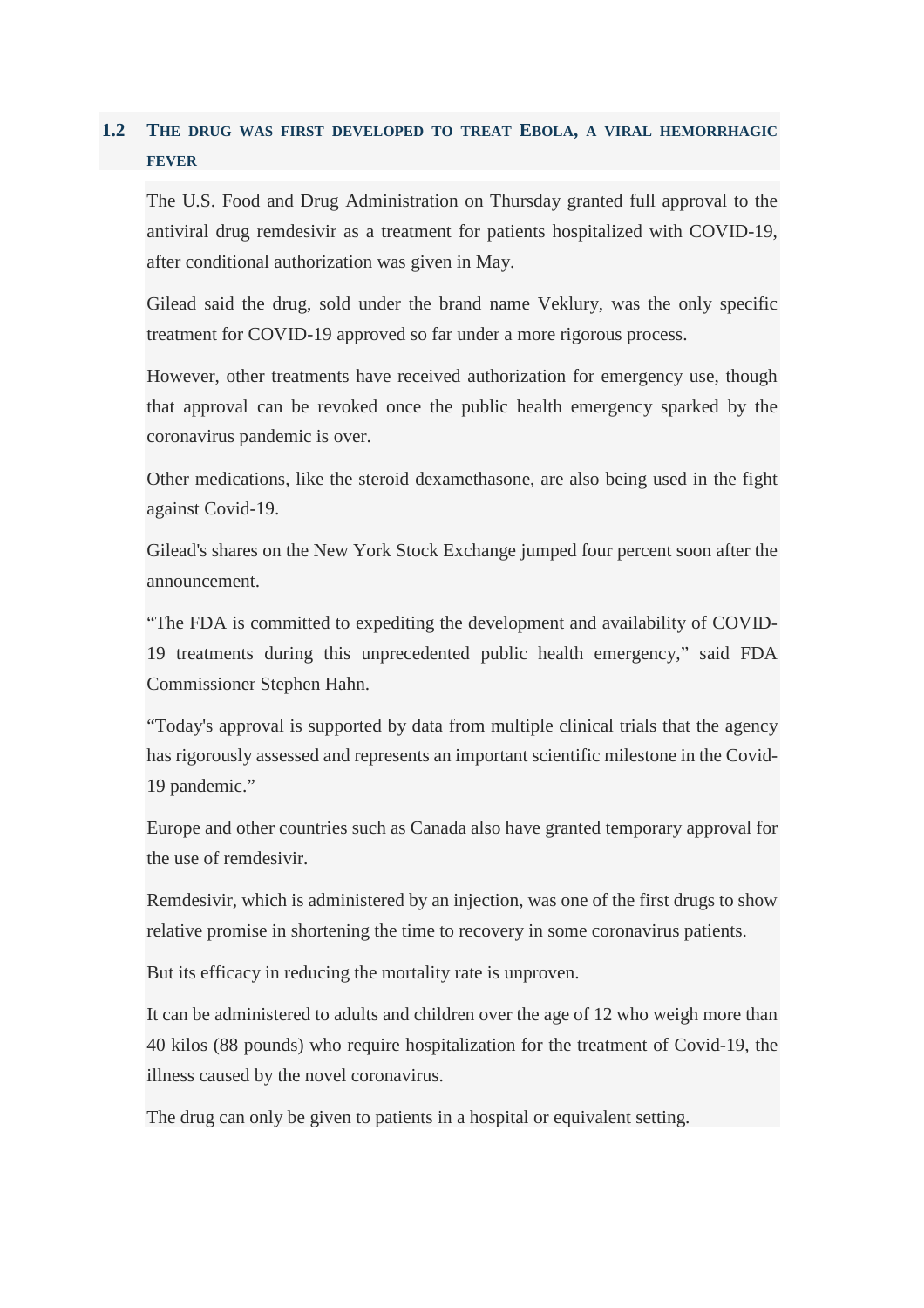## 1.2 The drug was first developed to treat Ebola, a viral hemorrhagic fever

The U.S. Food and Drug Administration on Thursday granted full approval to the antiviral drug remdesivir as a treatment for patients hospitalized with COVID-19, after conditional authorization was given in May.

Gilead said the drug, sold under the brand name Veklury, was the only specific treatment for COVID-19 approved so far under a more rigorous process.

However, other treatments have received authorization for emergency use, though that approval can be revoked once the public health emergency sparked by the coronavirus pandemic is over.

Other medications, like the steroid dexamethasone, are also being used in the fight against Covid-19.

Gilead's shares on the New York Stock Exchange jumped four percent soon after the announcement.

“The FDA is committed to expediting the development and availability of COVID-19 treatments during this unprecedented public health emergency,” said FDA Commissioner Stephen Hahn.

“Today's approval is supported by data from multiple clinical trials that the agency has rigorously assessed and represents an important scientific milestone in the Covid-19 pandemic.”

Europe and other countries such as Canada also have granted temporary approval for the use of remdesivir.

Remdesivir, which is administered by an injection, was one of the first drugs to show relative promise in shortening the time to recovery in some coronavirus patients.

But its efficacy in reducing the mortality rate is unproven.

It can be administered to adults and children over the age of 12 who weigh more than 40 kilos (88 pounds) who require hospitalization for the treatment of Covid-19, the illness caused by the novel coronavirus.

The drug can only be given to patients in a hospital or equivalent setting.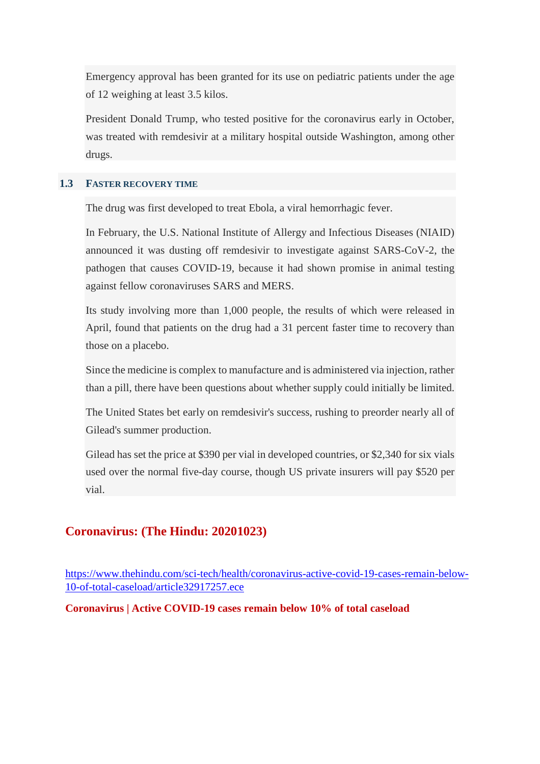Emergency approval has been granted for its use on pediatric patients under the age of 12 weighing at least 3.5 kilos.

President Donald Trump, who tested positive for the coronavirus early in October, was treated with remdesivir at a military hospital outside Washington, among other drugs.

### 1.3 Faster recovery time

The drug was first developed to treat Ebola, a viral hemorrhagic fever.

In February, the U.S. National Institute of Allergy and Infectious Diseases (NIAID) announced it was dusting off remdesivir to investigate against SARS-CoV-2, the pathogen that causes COVID-19, because it had shown promise in animal testing against fellow coronaviruses SARS and MERS.

Its study involving more than 1,000 people, the results of which were released in April, found that patients on the drug had a 31 percent faster time to recovery than those on a placebo.

Since the medicine is complex to manufacture and is administered via injection, rather than a pill, there have been questions about whether supply could initially be limited.

The United States bet early on remdesivir's success, rushing to preorder nearly all of Gilead's summer production.

Gilead has set the price at $390 per vial in developed countries, or $2,340 for six vials used over the normal five-day course, though US private insurers will pay $520 per vial.

## Coronavirus: (The Hindu: 20201023)

https://www.thehindu.com/sci-tech/health/coronavirus-active-covid-19-cases-remain-below-10-of-total-caseload/article32917257.ece

**Coronavirus | Active COVID-19 cases remain below 10% of total caseload**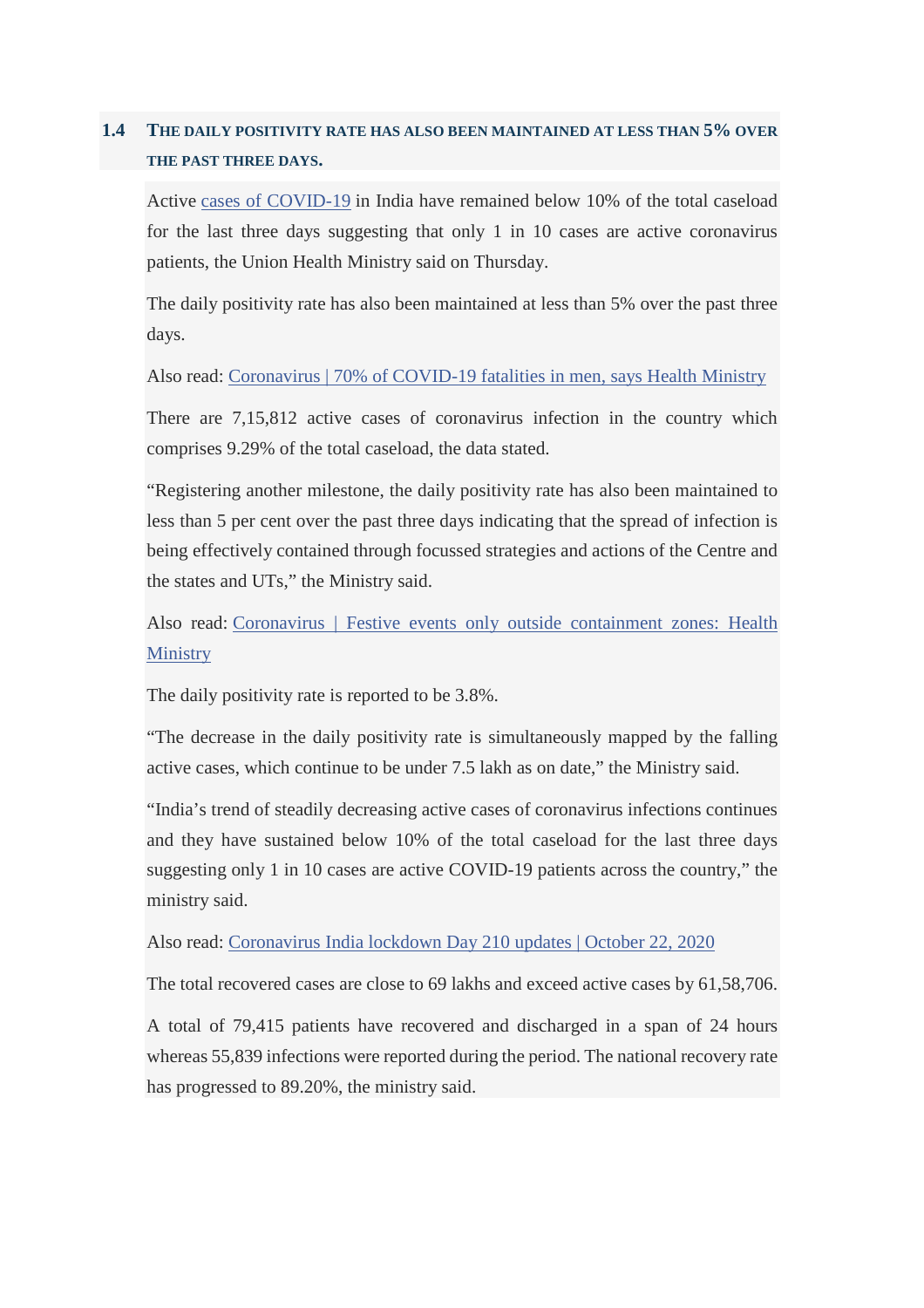## 1.4 The daily positivity rate has also been maintained at less than 5% over the past three days.

Active [cases of COVID-19] in India have remained below 10% of the total caseload for the last three days suggesting that only 1 in 10 cases are active coronavirus patients, the Union Health Ministry said on Thursday.

The daily positivity rate has also been maintained at less than 5% over the past three days.

Also read: [Coronavirus | 70% of COVID-19 fatalities in men, says Health Ministry]

There are 7,15,812 active cases of coronavirus infection in the country which comprises 9.29% of the total caseload, the data stated.

"Registering another milestone, the daily positivity rate has also been maintained to less than 5 per cent over the past three days indicating that the spread of infection is being effectively contained through focussed strategies and actions of the Centre and the states and UTs," the Ministry said.

Also read: [Coronavirus | Festive events only outside containment zones: Health Ministry]

The daily positivity rate is reported to be 3.8%.

"The decrease in the daily positivity rate is simultaneously mapped by the falling active cases, which continue to be under 7.5 lakh as on date," the Ministry said.

"India's trend of steadily decreasing active cases of coronavirus infections continues and they have sustained below 10% of the total caseload for the last three days suggesting only 1 in 10 cases are active COVID-19 patients across the country," the ministry said.

Also read: [Coronavirus India lockdown Day 210 updates | October 22, 2020]

The total recovered cases are close to 69 lakhs and exceed active cases by 61,58,706.

A total of 79,415 patients have recovered and discharged in a span of 24 hours whereas 55,839 infections were reported during the period. The national recovery rate has progressed to 89.20%, the ministry said.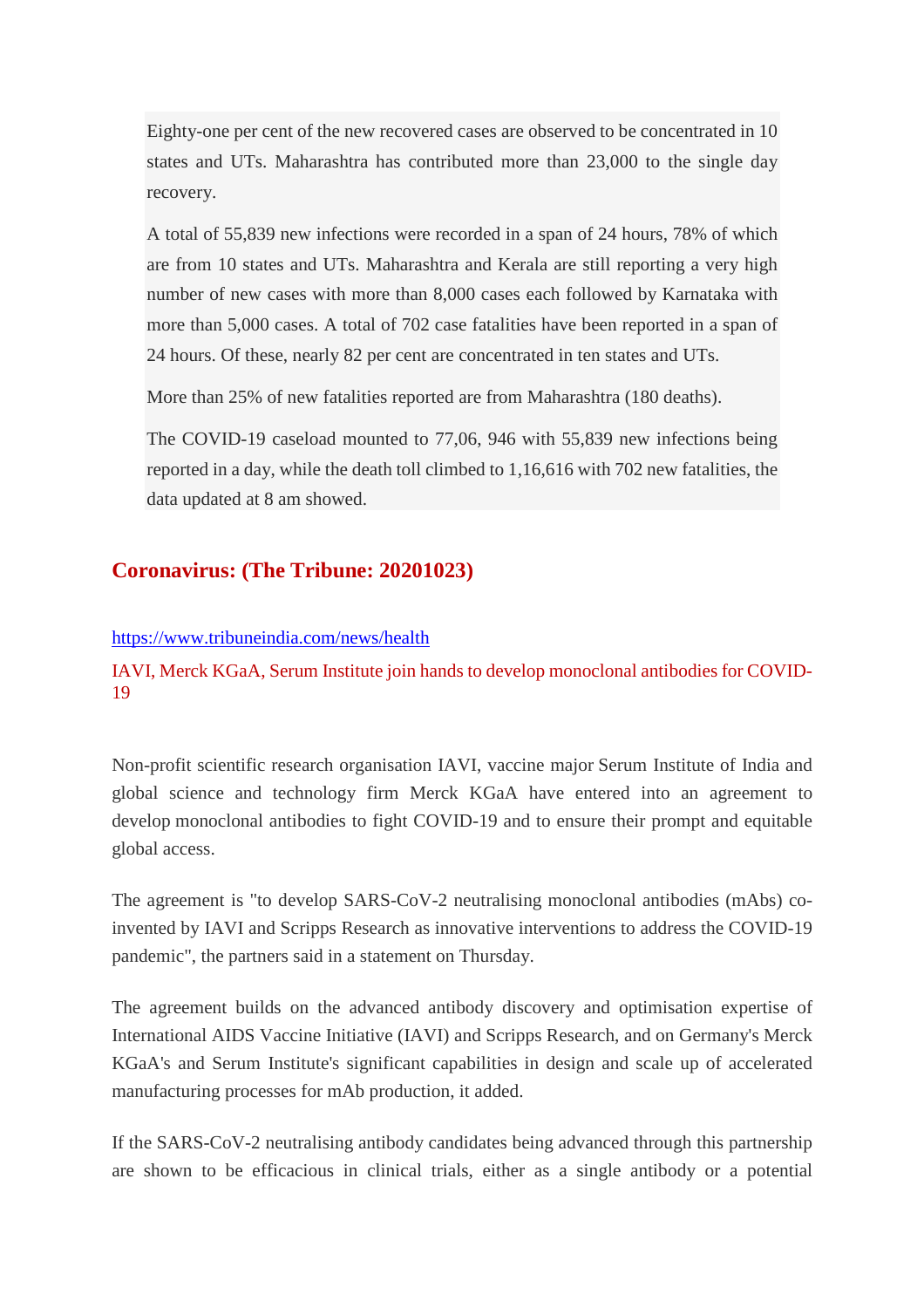Eighty-one per cent of the new recovered cases are observed to be concentrated in 10 states and UTs. Maharashtra has contributed more than 23,000 to the single day recovery.

A total of 55,839 new infections were recorded in a span of 24 hours, 78% of which are from 10 states and UTs. Maharashtra and Kerala are still reporting a very high number of new cases with more than 8,000 cases each followed by Karnataka with more than 5,000 cases. A total of 702 case fatalities have been reported in a span of 24 hours. Of these, nearly 82 per cent are concentrated in ten states and UTs.

More than 25% of new fatalities reported are from Maharashtra (180 deaths).

The COVID-19 caseload mounted to 77,06, 946 with 55,839 new infections being reported in a day, while the death toll climbed to 1,16,616 with 702 new fatalities, the data updated at 8 am showed.

## Coronavirus: (The Tribune: 20201023)

https://www.tribuneindia.com/news/health

IAVI, Merck KGaA, Serum Institute join hands to develop monoclonal antibodies for COVID-19

Non-profit scientific research organisation IAVI, vaccine major Serum Institute of India and global science and technology firm Merck KGaA have entered into an agreement to develop monoclonal antibodies to fight COVID-19 and to ensure their prompt and equitable global access.

The agreement is "to develop SARS-CoV-2 neutralising monoclonal antibodies (mAbs) co-invented by IAVI and Scripps Research as innovative interventions to address the COVID-19 pandemic", the partners said in a statement on Thursday.

The agreement builds on the advanced antibody discovery and optimisation expertise of International AIDS Vaccine Initiative (IAVI) and Scripps Research, and on Germany's Merck KGaA's and Serum Institute's significant capabilities in design and scale up of accelerated manufacturing processes for mAb production, it added.

If the SARS-CoV-2 neutralising antibody candidates being advanced through this partnership are shown to be efficacious in clinical trials, either as a single antibody or a potential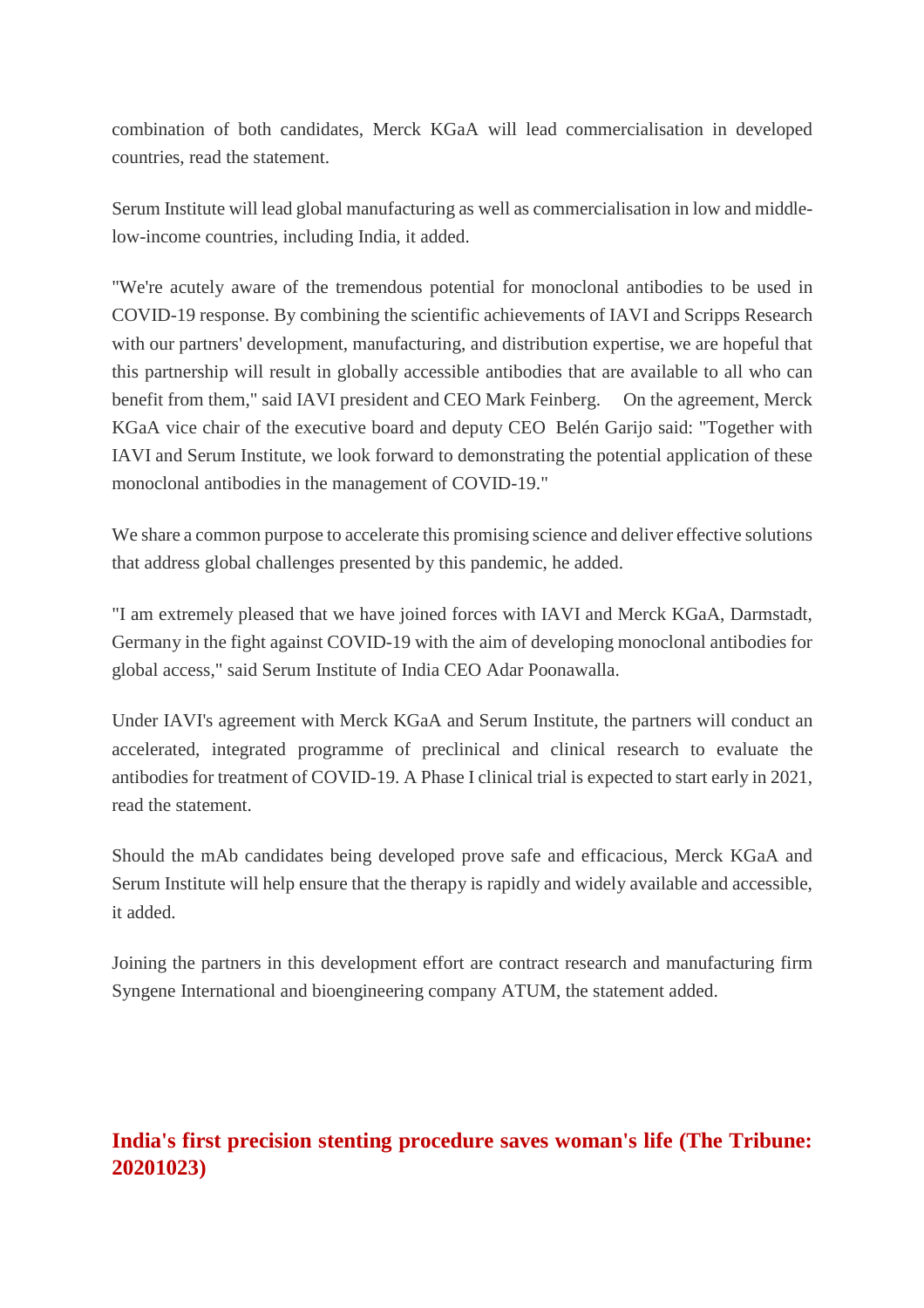combination of both candidates, Merck KGaA will lead commercialisation in developed countries, read the statement.

Serum Institute will lead global manufacturing as well as commercialisation in low and middle-low-income countries, including India, it added.

"We're acutely aware of the tremendous potential for monoclonal antibodies to be used in COVID-19 response. By combining the scientific achievements of IAVI and Scripps Research with our partners' development, manufacturing, and distribution expertise, we are hopeful that this partnership will result in globally accessible antibodies that are available to all who can benefit from them," said IAVI president and CEO Mark Feinberg. On the agreement, Merck KGaA vice chair of the executive board and deputy CEO Belén Garijo said: "Together with IAVI and Serum Institute, we look forward to demonstrating the potential application of these monoclonal antibodies in the management of COVID-19."

We share a common purpose to accelerate this promising science and deliver effective solutions that address global challenges presented by this pandemic, he added.

"I am extremely pleased that we have joined forces with IAVI and Merck KGaA, Darmstadt, Germany in the fight against COVID-19 with the aim of developing monoclonal antibodies for global access," said Serum Institute of India CEO Adar Poonawalla.

Under IAVI's agreement with Merck KGaA and Serum Institute, the partners will conduct an accelerated, integrated programme of preclinical and clinical research to evaluate the antibodies for treatment of COVID-19. A Phase I clinical trial is expected to start early in 2021, read the statement.

Should the mAb candidates being developed prove safe and efficacious, Merck KGaA and Serum Institute will help ensure that the therapy is rapidly and widely available and accessible, it added.

Joining the partners in this development effort are contract research and manufacturing firm Syngene International and bioengineering company ATUM, the statement added.

## India's first precision stenting procedure saves woman's life (The Tribune: 20201023)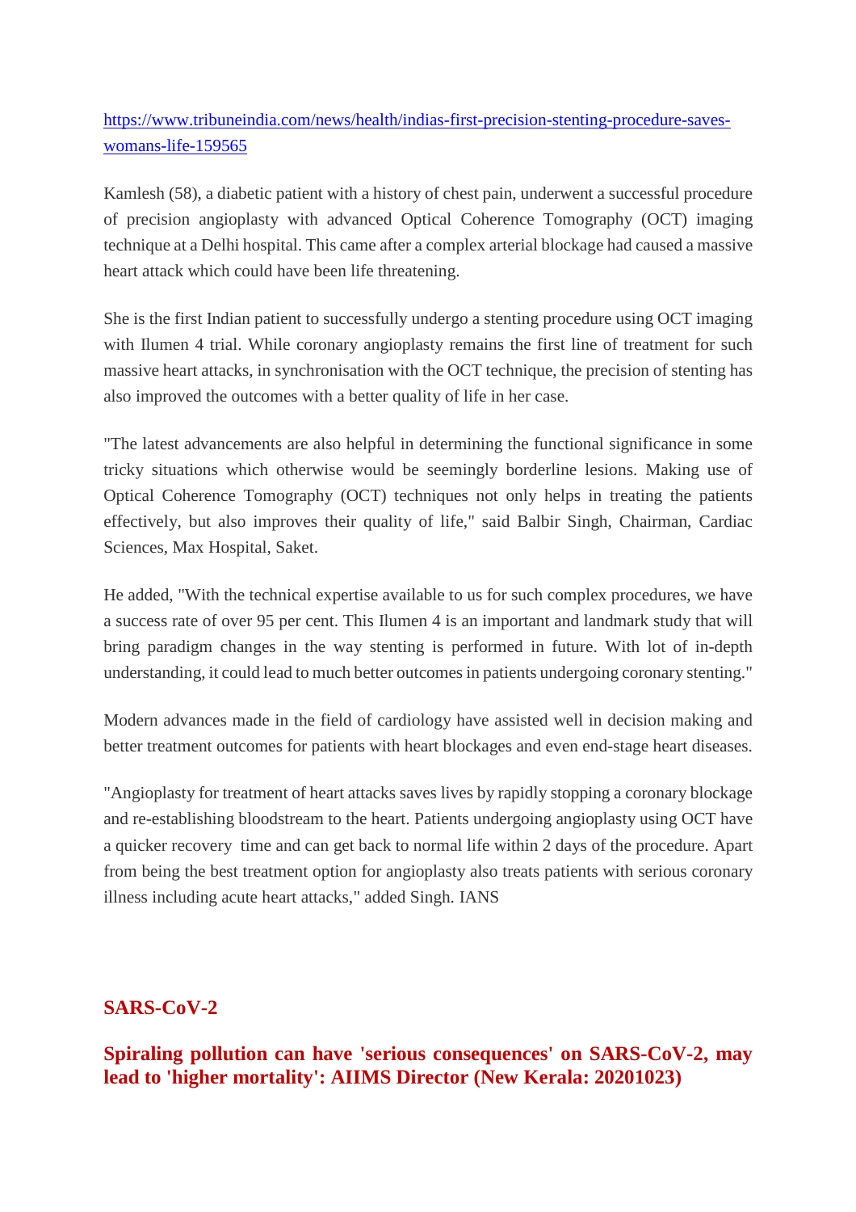[https://www.tribuneindia.com/news/health/indias-first-precision-stenting-procedure-saves-womans-life-159565](https://www.tribuneindia.com/news/health/indias-first-precision-stenting-procedure-saves-womans-life-159565)

Kamlesh (58), a diabetic patient with a history of chest pain, underwent a successful procedure of precision angioplasty with advanced Optical Coherence Tomography (OCT) imaging technique at a Delhi hospital. This came after a complex arterial blockage had caused a massive heart attack which could have been life threatening.

She is the first Indian patient to successfully undergo a stenting procedure using OCT imaging with Ilumen 4 trial. While coronary angioplasty remains the first line of treatment for such massive heart attacks, in synchronisation with the OCT technique, the precision of stenting has also improved the outcomes with a better quality of life in her case.

"The latest advancements are also helpful in determining the functional significance in some tricky situations which otherwise would be seemingly borderline lesions. Making use of Optical Coherence Tomography (OCT) techniques not only helps in treating the patients effectively, but also improves their quality of life," said Balbir Singh, Chairman, Cardiac Sciences, Max Hospital, Saket.

He added, "With the technical expertise available to us for such complex procedures, we have a success rate of over 95 per cent. This Ilumen 4 is an important and landmark study that will bring paradigm changes in the way stenting is performed in future. With lot of in-depth understanding, it could lead to much better outcomes in patients undergoing coronary stenting."

Modern advances made in the field of cardiology have assisted well in decision making and better treatment outcomes for patients with heart blockages and even end-stage heart diseases.

"Angioplasty for treatment of heart attacks saves lives by rapidly stopping a coronary blockage and re-establishing bloodstream to the heart. Patients undergoing angioplasty using OCT have a quicker recovery time and can get back to normal life within 2 days of the procedure. Apart from being the best treatment option for angioplasty also treats patients with serious coronary illness including acute heart attacks," added Singh. IANS

## SARS-CoV-2

### Spiraling pollution can have 'serious consequences' on SARS-CoV-2, may lead to 'higher mortality': AIIMS Director (New Kerala: 20201023)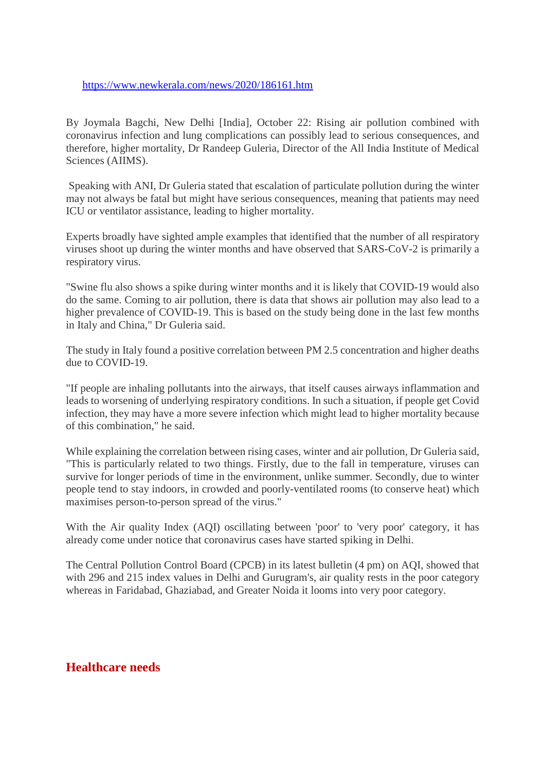https://www.newkerala.com/news/2020/186161.htm

By Joymala Bagchi, New Delhi [India], October 22: Rising air pollution combined with coronavirus infection and lung complications can possibly lead to serious consequences, and therefore, higher mortality, Dr Randeep Guleria, Director of the All India Institute of Medical Sciences (AIIMS).

Speaking with ANI, Dr Guleria stated that escalation of particulate pollution during the winter may not always be fatal but might have serious consequences, meaning that patients may need ICU or ventilator assistance, leading to higher mortality.

Experts broadly have sighted ample examples that identified that the number of all respiratory viruses shoot up during the winter months and have observed that SARS-CoV-2 is primarily a respiratory virus.

"Swine flu also shows a spike during winter months and it is likely that COVID-19 would also do the same. Coming to air pollution, there is data that shows air pollution may also lead to a higher prevalence of COVID-19. This is based on the study being done in the last few months in Italy and China," Dr Guleria said.

The study in Italy found a positive correlation between PM 2.5 concentration and higher deaths due to COVID-19.

"If people are inhaling pollutants into the airways, that itself causes airways inflammation and leads to worsening of underlying respiratory conditions. In such a situation, if people get Covid infection, they may have a more severe infection which might lead to higher mortality because of this combination," he said.

While explaining the correlation between rising cases, winter and air pollution, Dr Guleria said, "This is particularly related to two things. Firstly, due to the fall in temperature, viruses can survive for longer periods of time in the environment, unlike summer. Secondly, due to winter people tend to stay indoors, in crowded and poorly-ventilated rooms (to conserve heat) which maximises person-to-person spread of the virus."

With the Air quality Index (AQI) oscillating between 'poor' to 'very poor' category, it has already come under notice that coronavirus cases have started spiking in Delhi.

The Central Pollution Control Board (CPCB) in its latest bulletin (4 pm) on AQI, showed that with 296 and 215 index values in Delhi and Gurugram's, air quality rests in the poor category whereas in Faridabad, Ghaziabad, and Greater Noida it looms into very poor category.

## Healthcare needs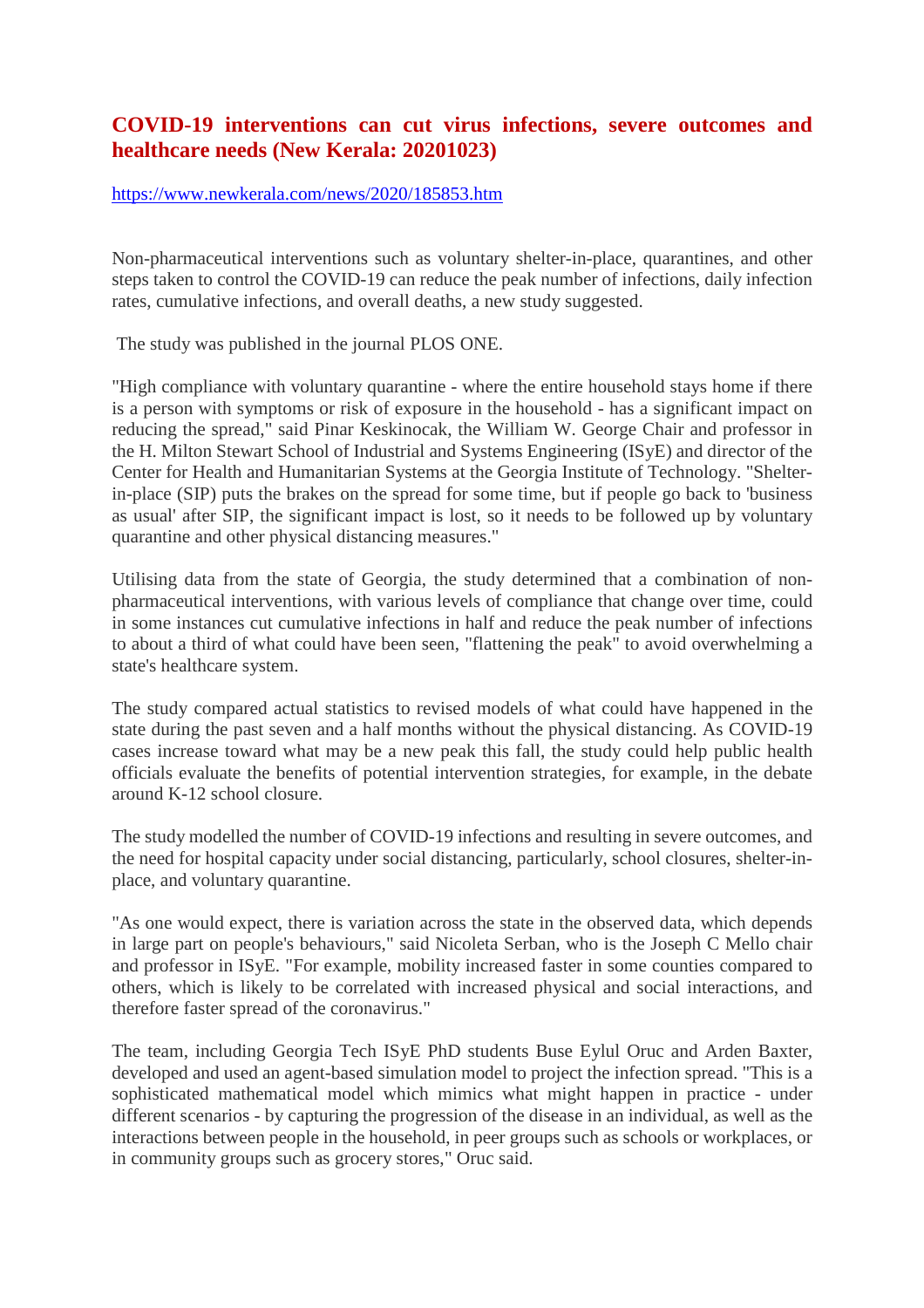## COVID-19 interventions can cut virus infections, severe outcomes and healthcare needs (New Kerala: 20201023)

https://www.newkerala.com/news/2020/185853.htm

Non-pharmaceutical interventions such as voluntary shelter-in-place, quarantines, and other steps taken to control the COVID-19 can reduce the peak number of infections, daily infection rates, cumulative infections, and overall deaths, a new study suggested.

The study was published in the journal PLOS ONE.

"High compliance with voluntary quarantine - where the entire household stays home if there is a person with symptoms or risk of exposure in the household - has a significant impact on reducing the spread," said Pinar Keskinocak, the William W. George Chair and professor in the H. Milton Stewart School of Industrial and Systems Engineering (ISyE) and director of the Center for Health and Humanitarian Systems at the Georgia Institute of Technology. "Shelter-in-place (SIP) puts the brakes on the spread for some time, but if people go back to 'business as usual' after SIP, the significant impact is lost, so it needs to be followed up by voluntary quarantine and other physical distancing measures."

Utilising data from the state of Georgia, the study determined that a combination of non-pharmaceutical interventions, with various levels of compliance that change over time, could in some instances cut cumulative infections in half and reduce the peak number of infections to about a third of what could have been seen, "flattening the peak" to avoid overwhelming a state's healthcare system.

The study compared actual statistics to revised models of what could have happened in the state during the past seven and a half months without the physical distancing. As COVID-19 cases increase toward what may be a new peak this fall, the study could help public health officials evaluate the benefits of potential intervention strategies, for example, in the debate around K-12 school closure.

The study modelled the number of COVID-19 infections and resulting in severe outcomes, and the need for hospital capacity under social distancing, particularly, school closures, shelter-in-place, and voluntary quarantine.

"As one would expect, there is variation across the state in the observed data, which depends in large part on people's behaviours," said Nicoleta Serban, who is the Joseph C Mello chair and professor in ISyE. "For example, mobility increased faster in some counties compared to others, which is likely to be correlated with increased physical and social interactions, and therefore faster spread of the coronavirus."

The team, including Georgia Tech ISyE PhD students Buse Eylul Oruc and Arden Baxter, developed and used an agent-based simulation model to project the infection spread. "This is a sophisticated mathematical model which mimics what might happen in practice - under different scenarios - by capturing the progression of the disease in an individual, as well as the interactions between people in the household, in peer groups such as schools or workplaces, or in community groups such as grocery stores," Oruc said.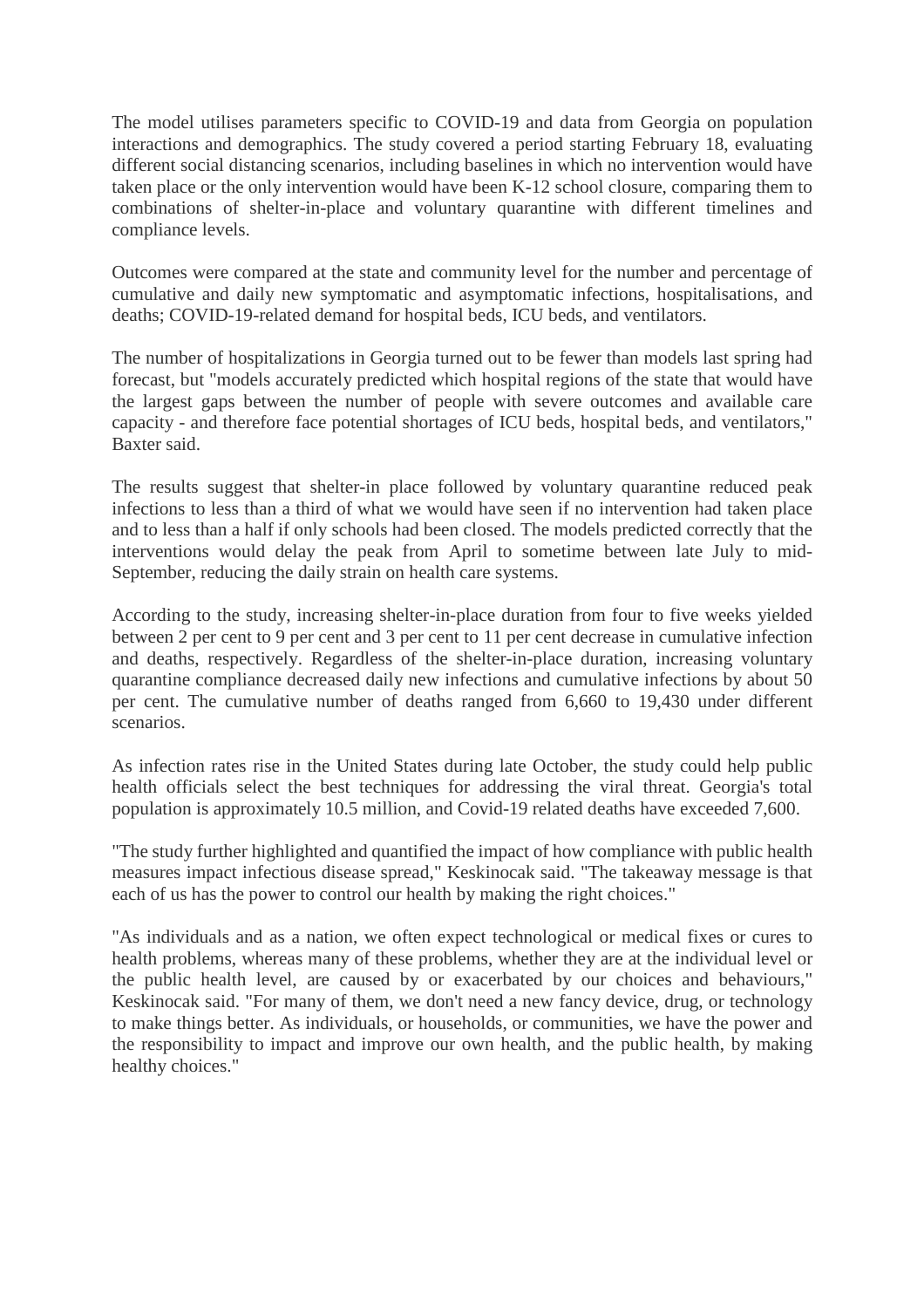The model utilises parameters specific to COVID-19 and data from Georgia on population interactions and demographics. The study covered a period starting February 18, evaluating different social distancing scenarios, including baselines in which no intervention would have taken place or the only intervention would have been K-12 school closure, comparing them to combinations of shelter-in-place and voluntary quarantine with different timelines and compliance levels.

Outcomes were compared at the state and community level for the number and percentage of cumulative and daily new symptomatic and asymptomatic infections, hospitalisations, and deaths; COVID-19-related demand for hospital beds, ICU beds, and ventilators.

The number of hospitalizations in Georgia turned out to be fewer than models last spring had forecast, but "models accurately predicted which hospital regions of the state that would have the largest gaps between the number of people with severe outcomes and available care capacity - and therefore face potential shortages of ICU beds, hospital beds, and ventilators," Baxter said.

The results suggest that shelter-in place followed by voluntary quarantine reduced peak infections to less than a third of what we would have seen if no intervention had taken place and to less than a half if only schools had been closed. The models predicted correctly that the interventions would delay the peak from April to sometime between late July to mid-September, reducing the daily strain on health care systems.

According to the study, increasing shelter-in-place duration from four to five weeks yielded between 2 per cent to 9 per cent and 3 per cent to 11 per cent decrease in cumulative infection and deaths, respectively. Regardless of the shelter-in-place duration, increasing voluntary quarantine compliance decreased daily new infections and cumulative infections by about 50 per cent. The cumulative number of deaths ranged from 6,660 to 19,430 under different scenarios.

As infection rates rise in the United States during late October, the study could help public health officials select the best techniques for addressing the viral threat. Georgia's total population is approximately 10.5 million, and Covid-19 related deaths have exceeded 7,600.

"The study further highlighted and quantified the impact of how compliance with public health measures impact infectious disease spread," Keskinocak said. "The takeaway message is that each of us has the power to control our health by making the right choices."

"As individuals and as a nation, we often expect technological or medical fixes or cures to health problems, whereas many of these problems, whether they are at the individual level or the public health level, are caused by or exacerbated by our choices and behaviours," Keskinocak said. "For many of them, we don't need a new fancy device, drug, or technology to make things better. As individuals, or households, or communities, we have the power and the responsibility to impact and improve our own health, and the public health, by making healthy choices."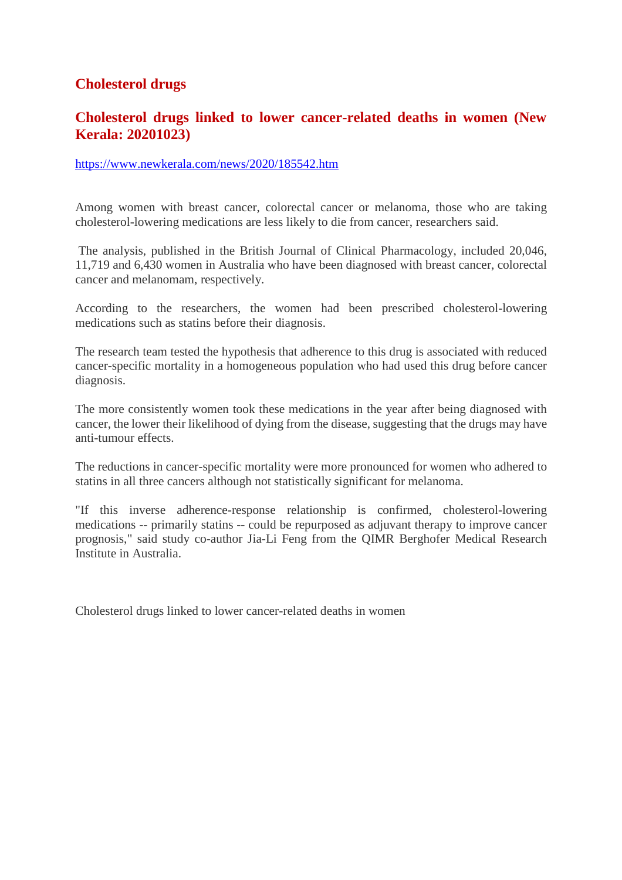## Cholesterol drugs

### Cholesterol drugs linked to lower cancer-related deaths in women (New Kerala: 20201023)

https://www.newkerala.com/news/2020/185542.htm

Among women with breast cancer, colorectal cancer or melanoma, those who are taking cholesterol-lowering medications are less likely to die from cancer, researchers said.

The analysis, published in the British Journal of Clinical Pharmacology, included 20,046, 11,719 and 6,430 women in Australia who have been diagnosed with breast cancer, colorectal cancer and melanomam, respectively.

According to the researchers, the women had been prescribed cholesterol-lowering medications such as statins before their diagnosis.

The research team tested the hypothesis that adherence to this drug is associated with reduced cancer-specific mortality in a homogeneous population who had used this drug before cancer diagnosis.

The more consistently women took these medications in the year after being diagnosed with cancer, the lower their likelihood of dying from the disease, suggesting that the drugs may have anti-tumour effects.

The reductions in cancer-specific mortality were more pronounced for women who adhered to statins in all three cancers although not statistically significant for melanoma.

"If this inverse adherence-response relationship is confirmed, cholesterol-lowering medications -- primarily statins -- could be repurposed as adjuvant therapy to improve cancer prognosis," said study co-author Jia-Li Feng from the QIMR Berghofer Medical Research Institute in Australia.

Cholesterol drugs linked to lower cancer-related deaths in women